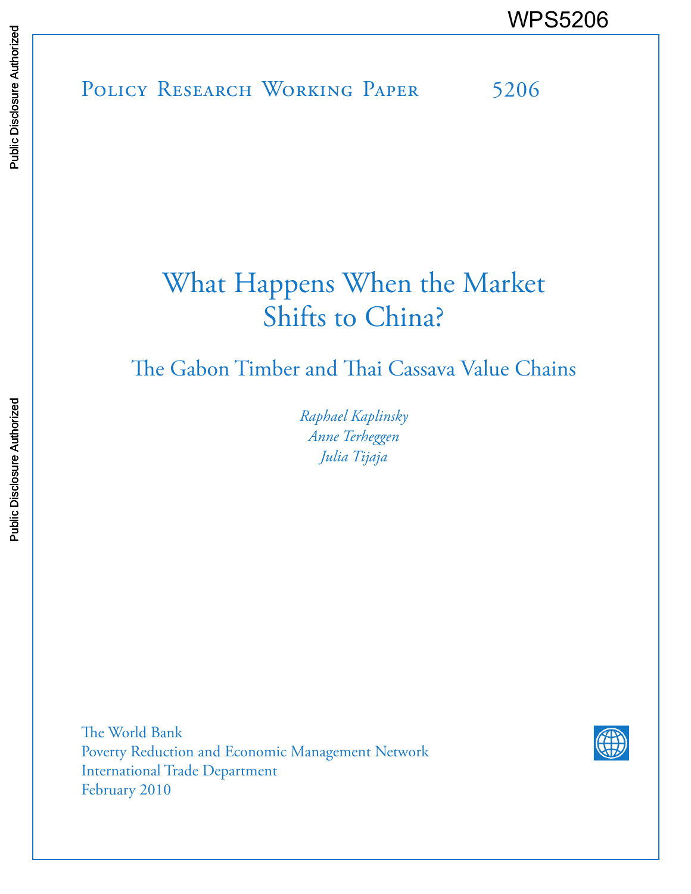WPS5206

Policy Research Working Paper 5206

# What Happens When the Market Shifts to China?

## The Gabon Timber and Thai Cassava Value Chains

*Raphael Kaplinsky*
*Anne Terheggen*
*Julia Tijaja*

The World Bank
Poverty Reduction and Economic Management Network
International Trade Department
February 2010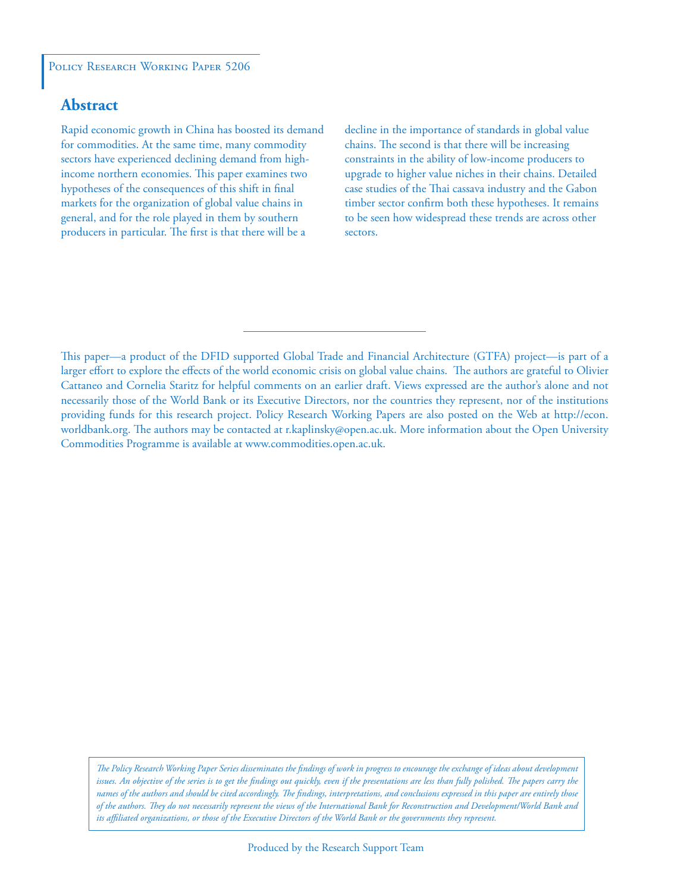Policy Research Working Paper 5206

## Abstract

Rapid economic growth in China has boosted its demand for commodities. At the same time, many commodity sectors have experienced declining demand from high-income northern economies. This paper examines two hypotheses of the consequences of this shift in final markets for the organization of global value chains in general, and for the role played in them by southern producers in particular. The first is that there will be a decline in the importance of standards in global value chains. The second is that there will be increasing constraints in the ability of low-income producers to upgrade to higher value niches in their chains. Detailed case studies of the Thai cassava industry and the Gabon timber sector confirm both these hypotheses. It remains to be seen how widespread these trends are across other sectors.

---

This paper—a product of the DFID supported Global Trade and Financial Architecture (GTFA) project—is part of a larger effort to explore the effects of the world economic crisis on global value chains. The authors are grateful to Olivier Cattaneo and Cornelia Staritz for helpful comments on an earlier draft. Views expressed are the author's alone and not necessarily those of the World Bank or its Executive Directors, nor the countries they represent, nor of the institutions providing funds for this research project. Policy Research Working Papers are also posted on the Web at http://econ.worldbank.org. The authors may be contacted at r.kaplinsky@open.ac.uk. More information about the Open University Commodities Programme is available at www.commodities.open.ac.uk.

*The Policy Research Working Paper Series disseminates the findings of work in progress to encourage the exchange of ideas about development issues. An objective of the series is to get the findings out quickly, even if the presentations are less than fully polished. The papers carry the names of the authors and should be cited accordingly. The findings, interpretations, and conclusions expressed in this paper are entirely those of the authors. They do not necessarily represent the views of the International Bank for Reconstruction and Development/World Bank and its affiliated organizations, or those of the Executive Directors of the World Bank or the governments they represent.*

Produced by the Research Support Team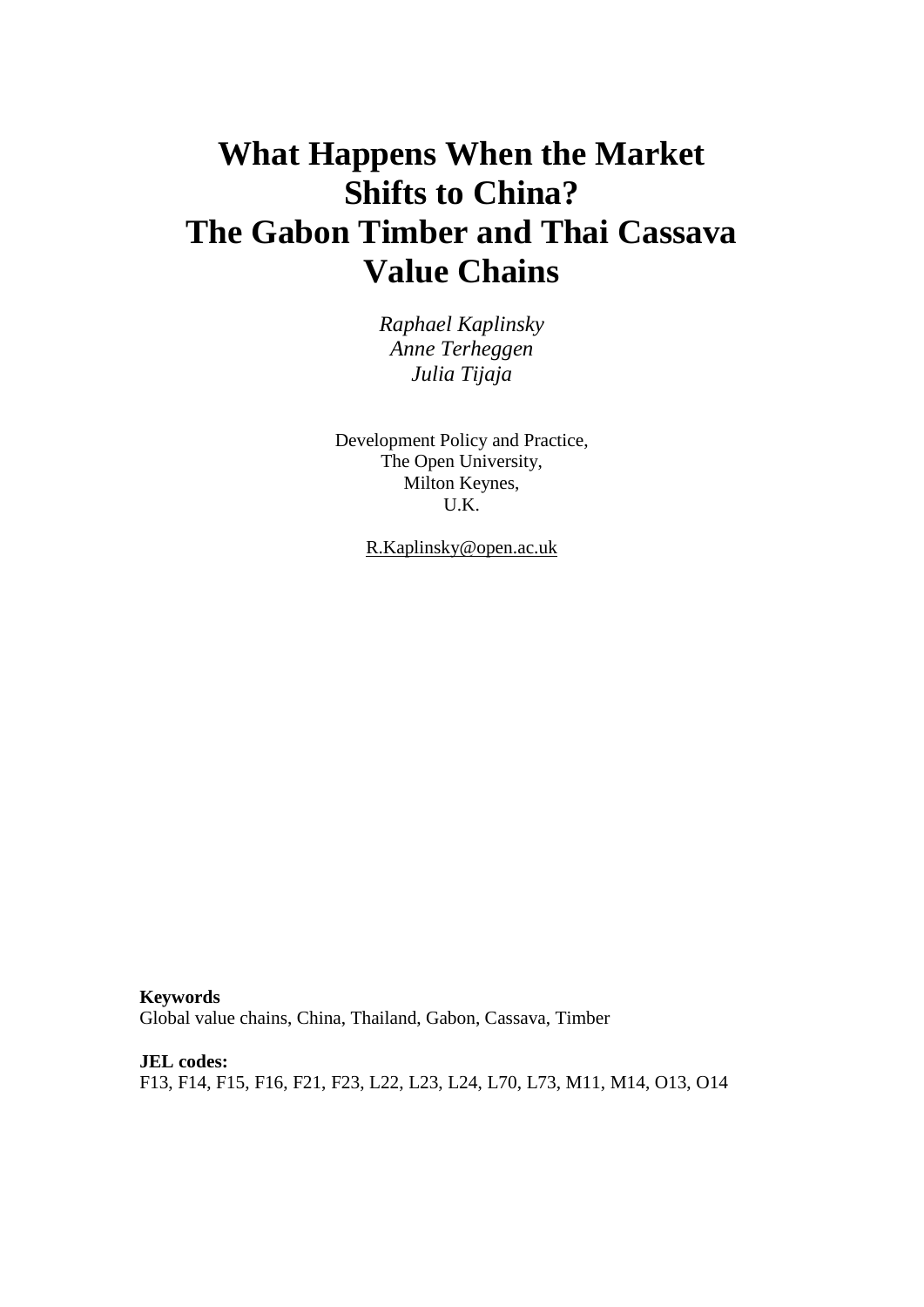# What Happens When the Market Shifts to China? The Gabon Timber and Thai Cassava Value Chains

*Raphael Kaplinsky*
*Anne Terheggen*
*Julia Tijaja*

Development Policy and Practice,
The Open University,
Milton Keynes,
U.K.

R.Kaplinsky@open.ac.uk

**Keywords**
Global value chains, China, Thailand, Gabon, Cassava, Timber

**JEL codes:**
F13, F14, F15, F16, F21, F23, L22, L23, L24, L70, L73, M11, M14, O13, O14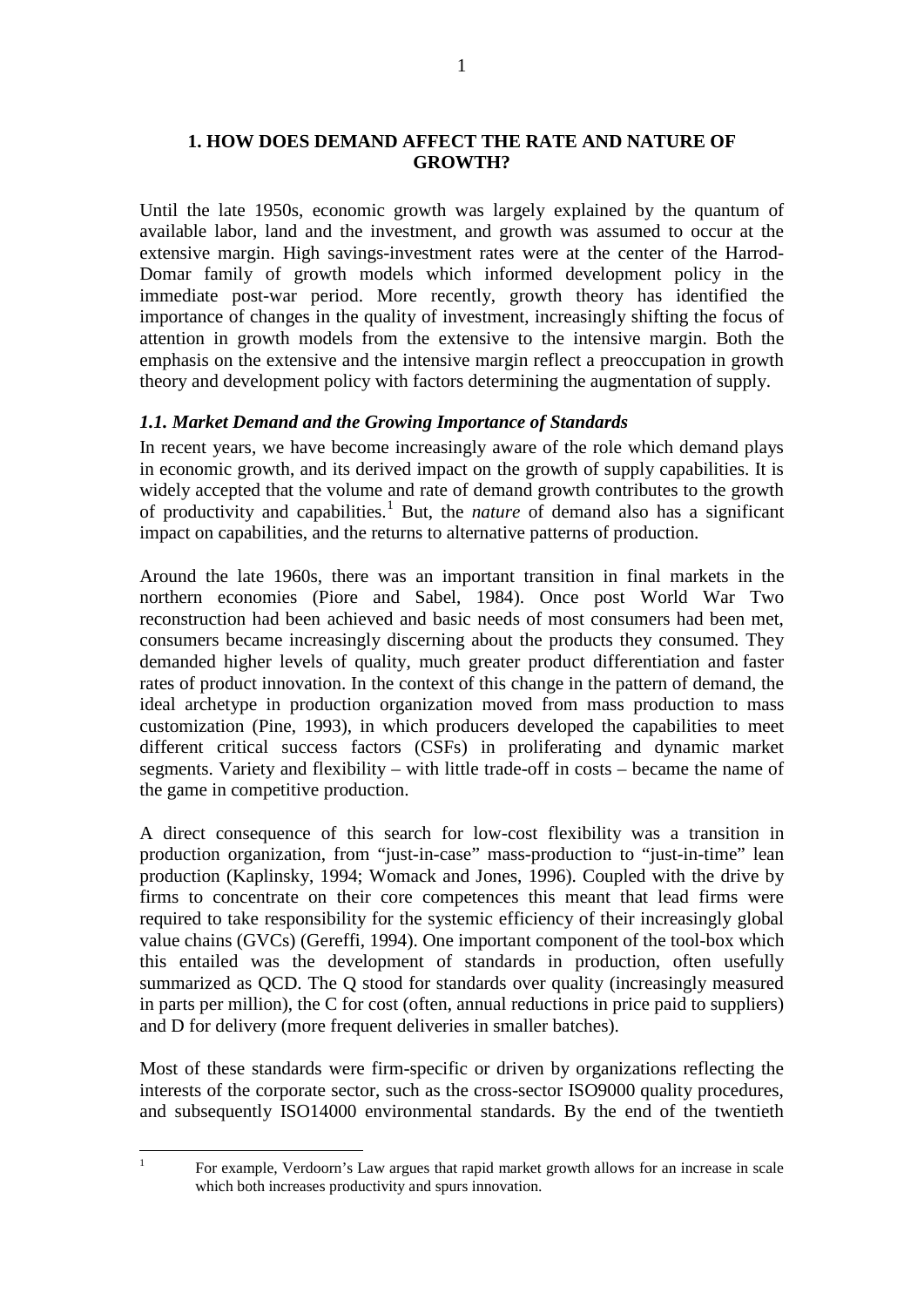# 1. HOW DOES DEMAND AFFECT THE RATE AND NATURE OF GROWTH?

Until the late 1950s, economic growth was largely explained by the quantum of available labor, land and the investment, and growth was assumed to occur at the extensive margin. High savings-investment rates were at the center of the Harrod-Domar family of growth models which informed development policy in the immediate post-war period. More recently, growth theory has identified the importance of changes in the quality of investment, increasingly shifting the focus of attention in growth models from the extensive to the intensive margin. Both the emphasis on the extensive and the intensive margin reflect a preoccupation in growth theory and development policy with factors determining the augmentation of supply.

### *1.1. Market Demand and the Growing Importance of Standards*

In recent years, we have become increasingly aware of the role which demand plays in economic growth, and its derived impact on the growth of supply capabilities. It is widely accepted that the volume and rate of demand growth contributes to the growth of productivity and capabilities.[1] But, the *nature* of demand also has a significant impact on capabilities, and the returns to alternative patterns of production.

Around the late 1960s, there was an important transition in final markets in the northern economies (Piore and Sabel, 1984). Once post World War Two reconstruction had been achieved and basic needs of most consumers had been met, consumers became increasingly discerning about the products they consumed. They demanded higher levels of quality, much greater product differentiation and faster rates of product innovation. In the context of this change in the pattern of demand, the ideal archetype in production organization moved from mass production to mass customization (Pine, 1993), in which producers developed the capabilities to meet different critical success factors (CSFs) in proliferating and dynamic market segments. Variety and flexibility – with little trade-off in costs – became the name of the game in competitive production.

A direct consequence of this search for low-cost flexibility was a transition in production organization, from "just-in-case" mass-production to "just-in-time" lean production (Kaplinsky, 1994; Womack and Jones, 1996). Coupled with the drive by firms to concentrate on their core competences this meant that lead firms were required to take responsibility for the systemic efficiency of their increasingly global value chains (GVCs) (Gereffi, 1994). One important component of the tool-box which this entailed was the development of standards in production, often usefully summarized as QCD. The Q stood for standards over quality (increasingly measured in parts per million), the C for cost (often, annual reductions in price paid to suppliers) and D for delivery (more frequent deliveries in smaller batches).

Most of these standards were firm-specific or driven by organizations reflecting the interests of the corporate sector, such as the cross-sector ISO9000 quality procedures, and subsequently ISO14000 environmental standards. By the end of the twentieth

[1] For example, Verdoorn's Law argues that rapid market growth allows for an increase in scale which both increases productivity and spurs innovation.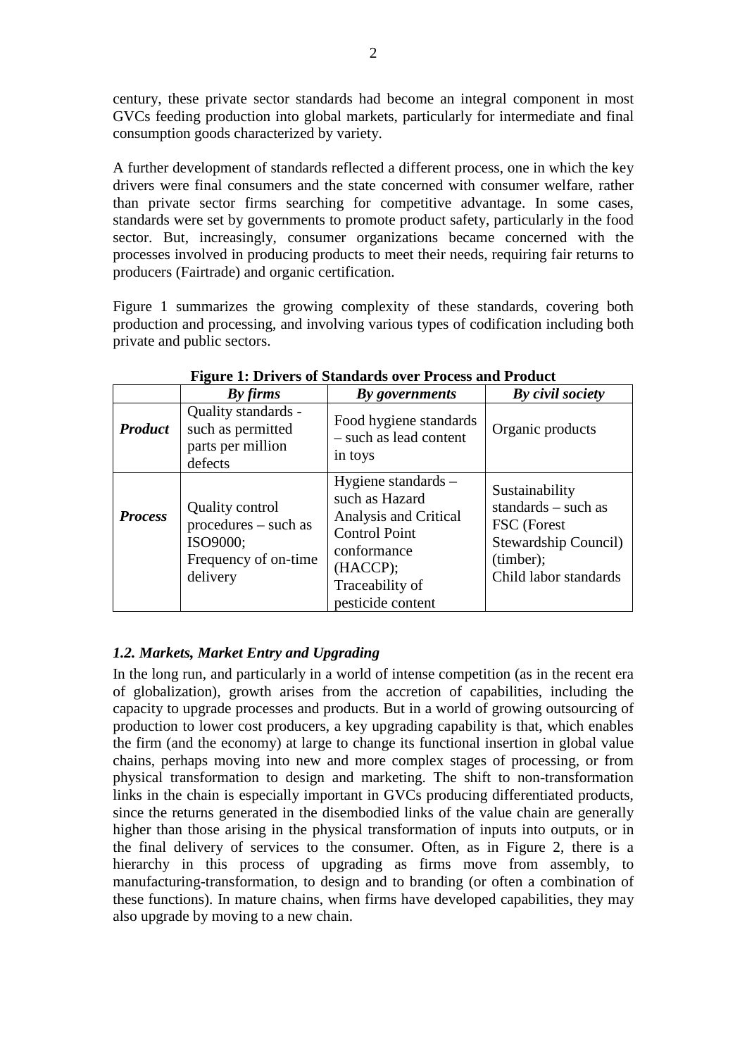century, these private sector standards had become an integral component in most GVCs feeding production into global markets, particularly for intermediate and final consumption goods characterized by variety.

A further development of standards reflected a different process, one in which the key drivers were final consumers and the state concerned with consumer welfare, rather than private sector firms searching for competitive advantage. In some cases, standards were set by governments to promote product safety, particularly in the food sector. But, increasingly, consumer organizations became concerned with the processes involved in producing products to meet their needs, requiring fair returns to producers (Fairtrade) and organic certification.

Figure 1 summarizes the growing complexity of these standards, covering both production and processing, and involving various types of codification including both private and public sectors.

**Figure 1: Drivers of Standards over Process and Product**

| | *By firms* | *By governments* | *By civil society* |
|---|---|---|---|
| ***Product*** | Quality standards - such as permitted parts per million defects | Food hygiene standards – such as lead content in toys | Organic products |
| ***Process*** | Quality control procedures – such as ISO9000; Frequency of on-time delivery | Hygiene standards – such as Hazard Analysis and Critical Control Point conformance (HACCP); Traceability of pesticide content | Sustainability standards – such as FSC (Forest Stewardship Council) (timber); Child labor standards |

### *1.2. Markets, Market Entry and Upgrading*

In the long run, and particularly in a world of intense competition (as in the recent era of globalization), growth arises from the accretion of capabilities, including the capacity to upgrade processes and products. But in a world of growing outsourcing of production to lower cost producers, a key upgrading capability is that, which enables the firm (and the economy) at large to change its functional insertion in global value chains, perhaps moving into new and more complex stages of processing, or from physical transformation to design and marketing. The shift to non-transformation links in the chain is especially important in GVCs producing differentiated products, since the returns generated in the disembodied links of the value chain are generally higher than those arising in the physical transformation of inputs into outputs, or in the final delivery of services to the consumer. Often, as in Figure 2, there is a hierarchy in this process of upgrading as firms move from assembly, to manufacturing-transformation, to design and to branding (or often a combination of these functions). In mature chains, when firms have developed capabilities, they may also upgrade by moving to a new chain.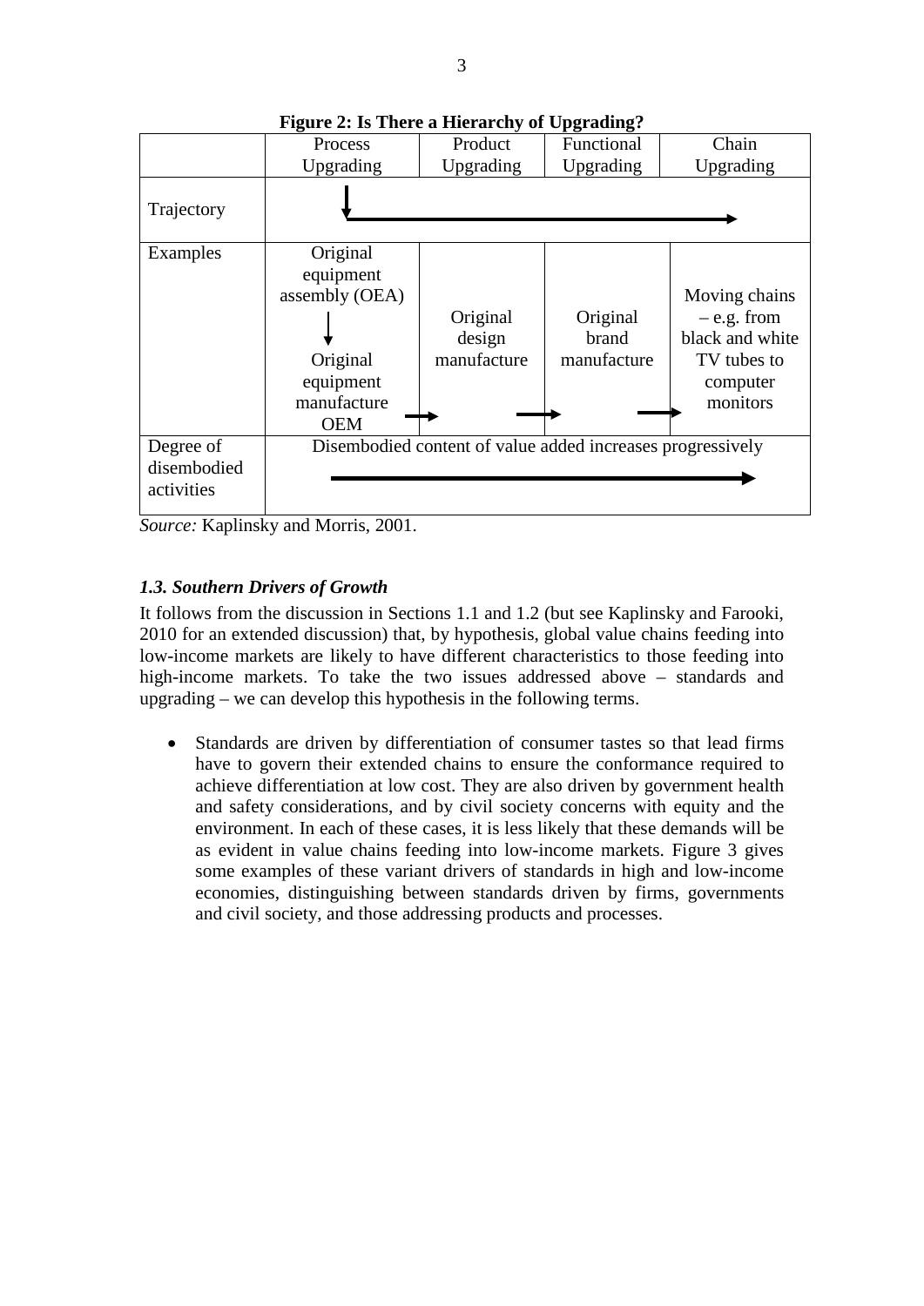**Figure 2: Is There a Hierarchy of Upgrading?**

| | Process Upgrading | Product Upgrading | Functional Upgrading | Chain Upgrading |
|---|---|---|---|---|
| Trajectory | ↓ → | → | → | → |
| Examples | Original equipment assembly (OEA) ↓ Original equipment manufacture OEM → | Original design manufacture → | Original brand manufacture → | Moving chains – e.g. from black and white TV tubes to computer monitors |
| Degree of disembodied activities | Disembodied content of value added increases progressively → | | | |

*Source:* Kaplinsky and Morris, 2001.

### *1.3. Southern Drivers of Growth*

It follows from the discussion in Sections 1.1 and 1.2 (but see Kaplinsky and Farooki, 2010 for an extended discussion) that, by hypothesis, global value chains feeding into low-income markets are likely to have different characteristics to those feeding into high-income markets. To take the two issues addressed above – standards and upgrading – we can develop this hypothesis in the following terms.

- Standards are driven by differentiation of consumer tastes so that lead firms have to govern their extended chains to ensure the conformance required to achieve differentiation at low cost. They are also driven by government health and safety considerations, and by civil society concerns with equity and the environment. In each of these cases, it is less likely that these demands will be as evident in value chains feeding into low-income markets. Figure 3 gives some examples of these variant drivers of standards in high and low-income economies, distinguishing between standards driven by firms, governments and civil society, and those addressing products and processes.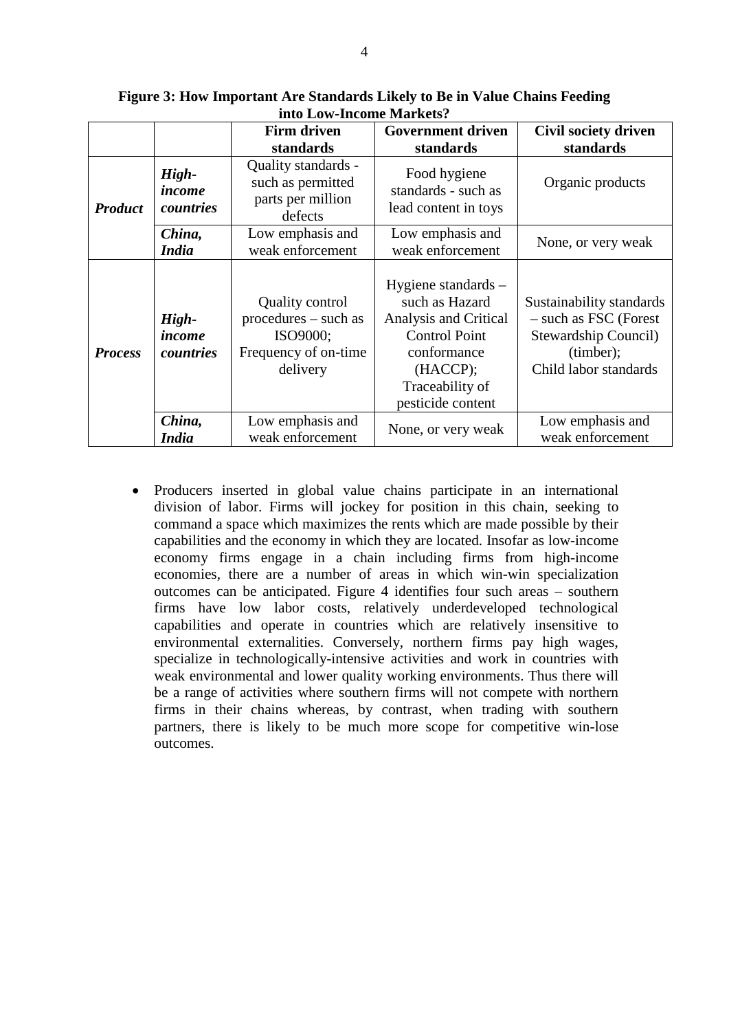**Figure 3: How Important Are Standards Likely to Be in Value Chains Feeding into Low-Income Markets?**

| | | **Firm driven standards** | **Government driven standards** | **Civil society driven standards** |
|---|---|---|---|---|
| ***Product*** | ***High-income countries*** | Quality standards - such as permitted parts per million defects | Food hygiene standards - such as lead content in toys | Organic products |
| | ***China, India*** | Low emphasis and weak enforcement | Low emphasis and weak enforcement | None, or very weak |
| ***Process*** | ***High-income countries*** | Quality control procedures – such as ISO9000; Frequency of on-time delivery | Hygiene standards – such as Hazard Analysis and Critical Control Point conformance (HACCP); Traceability of pesticide content | Sustainability standards – such as FSC (Forest Stewardship Council) (timber); Child labor standards |
| | ***China, India*** | Low emphasis and weak enforcement | None, or very weak | Low emphasis and weak enforcement |

- Producers inserted in global value chains participate in an international division of labor. Firms will jockey for position in this chain, seeking to command a space which maximizes the rents which are made possible by their capabilities and the economy in which they are located. Insofar as low-income economy firms engage in a chain including firms from high-income economies, there are a number of areas in which win-win specialization outcomes can be anticipated. Figure 4 identifies four such areas – southern firms have low labor costs, relatively underdeveloped technological capabilities and operate in countries which are relatively insensitive to environmental externalities. Conversely, northern firms pay high wages, specialize in technologically-intensive activities and work in countries with weak environmental and lower quality working environments. Thus there will be a range of activities where southern firms will not compete with northern firms in their chains whereas, by contrast, when trading with southern partners, there is likely to be much more scope for competitive win-lose outcomes.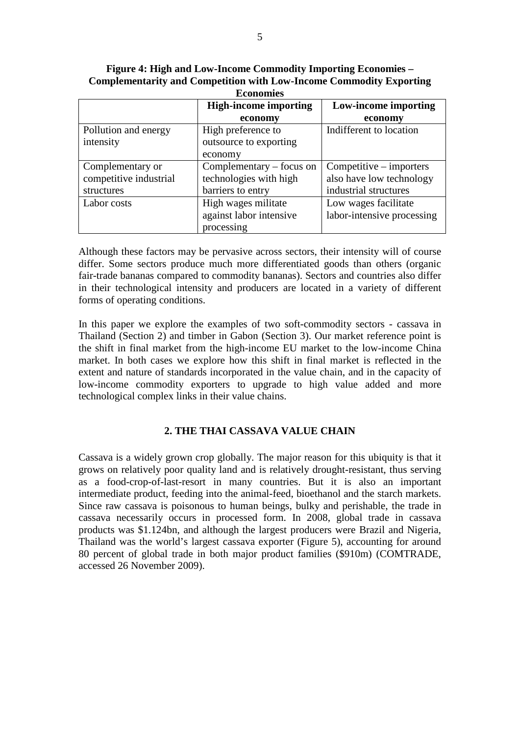**Figure 4: High and Low-Income Commodity Importing Economies – Complementarity and Competition with Low-Income Commodity Exporting Economies**

| | High-income importing economy | Low-income importing economy |
|---|---|---|
| Pollution and energy intensity | High preference to outsource to exporting economy | Indifferent to location |
| Complementary or competitive industrial structures | Complementary – focus on technologies with high barriers to entry | Competitive – importers also have low technology industrial structures |
| Labor costs | High wages militate against labor intensive processing | Low wages facilitate labor-intensive processing |

Although these factors may be pervasive across sectors, their intensity will of course differ. Some sectors produce much more differentiated goods than others (organic fair-trade bananas compared to commodity bananas). Sectors and countries also differ in their technological intensity and producers are located in a variety of different forms of operating conditions.

In this paper we explore the examples of two soft-commodity sectors - cassava in Thailand (Section 2) and timber in Gabon (Section 3). Our market reference point is the shift in final market from the high-income EU market to the low-income China market. In both cases we explore how this shift in final market is reflected in the extent and nature of standards incorporated in the value chain, and in the capacity of low-income commodity exporters to upgrade to high value added and more technological complex links in their value chains.

## 2. THE THAI CASSAVA VALUE CHAIN

Cassava is a widely grown crop globally. The major reason for this ubiquity is that it grows on relatively poor quality land and is relatively drought-resistant, thus serving as a food-crop-of-last-resort in many countries. But it is also an important intermediate product, feeding into the animal-feed, bioethanol and the starch markets. Since raw cassava is poisonous to human beings, bulky and perishable, the trade in cassava necessarily occurs in processed form. In 2008, global trade in cassava products was $1.124bn, and although the largest producers were Brazil and Nigeria, Thailand was the world's largest cassava exporter (Figure 5), accounting for around 80 percent of global trade in both major product families ($910m) (COMTRADE, accessed 26 November 2009).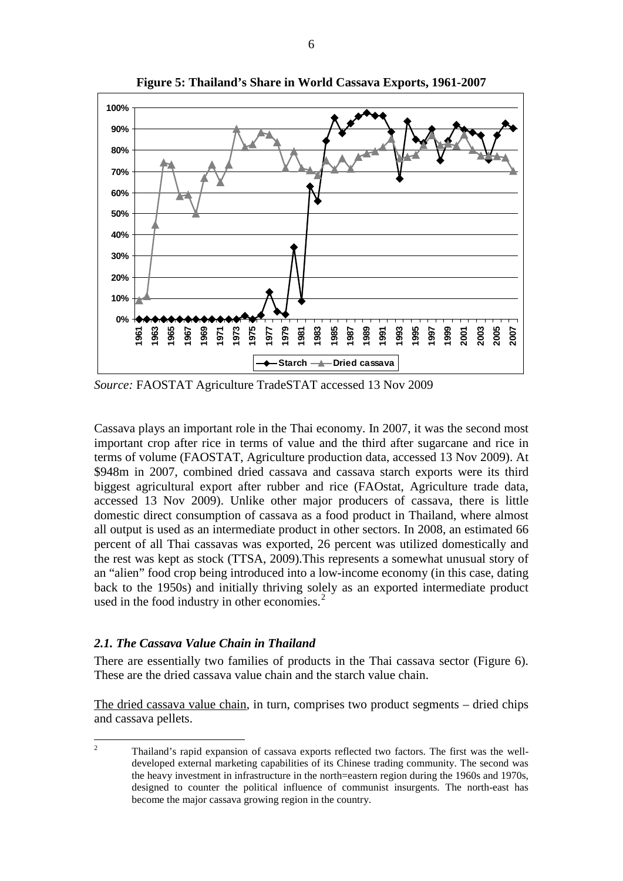**Figure 5: Thailand's Share in World Cassava Exports, 1961-2007**

*Source:* FAOSTAT Agriculture TradeSTAT accessed 13 Nov 2009

Cassava plays an important role in the Thai economy. In 2007, it was the second most important crop after rice in terms of value and the third after sugarcane and rice in terms of volume (FAOSTAT, Agriculture production data, accessed 13 Nov 2009). At \$948m in 2007, combined dried cassava and cassava starch exports were its third biggest agricultural export after rubber and rice (FAOstat, Agriculture trade data, accessed 13 Nov 2009). Unlike other major producers of cassava, there is little domestic direct consumption of cassava as a food product in Thailand, where almost all output is used as an intermediate product in other sectors. In 2008, an estimated 66 percent of all Thai cassavas was exported, 26 percent was utilized domestically and the rest was kept as stock (TTSA, 2009).This represents a somewhat unusual story of an "alien" food crop being introduced into a low-income economy (in this case, dating back to the 1950s) and initially thriving solely as an exported intermediate product used in the food industry in other economies.[2]

### *2.1. The Cassava Value Chain in Thailand*

There are essentially two families of products in the Thai cassava sector (Figure 6). These are the dried cassava value chain and the starch value chain.

<u>The dried cassava value chain</u>, in turn, comprises two product segments – dried chips and cassava pellets.

[2] Thailand's rapid expansion of cassava exports reflected two factors. The first was the well-developed external marketing capabilities of its Chinese trading community. The second was the heavy investment in infrastructure in the north=eastern region during the 1960s and 1970s, designed to counter the political influence of communist insurgents. The north-east has become the major cassava growing region in the country.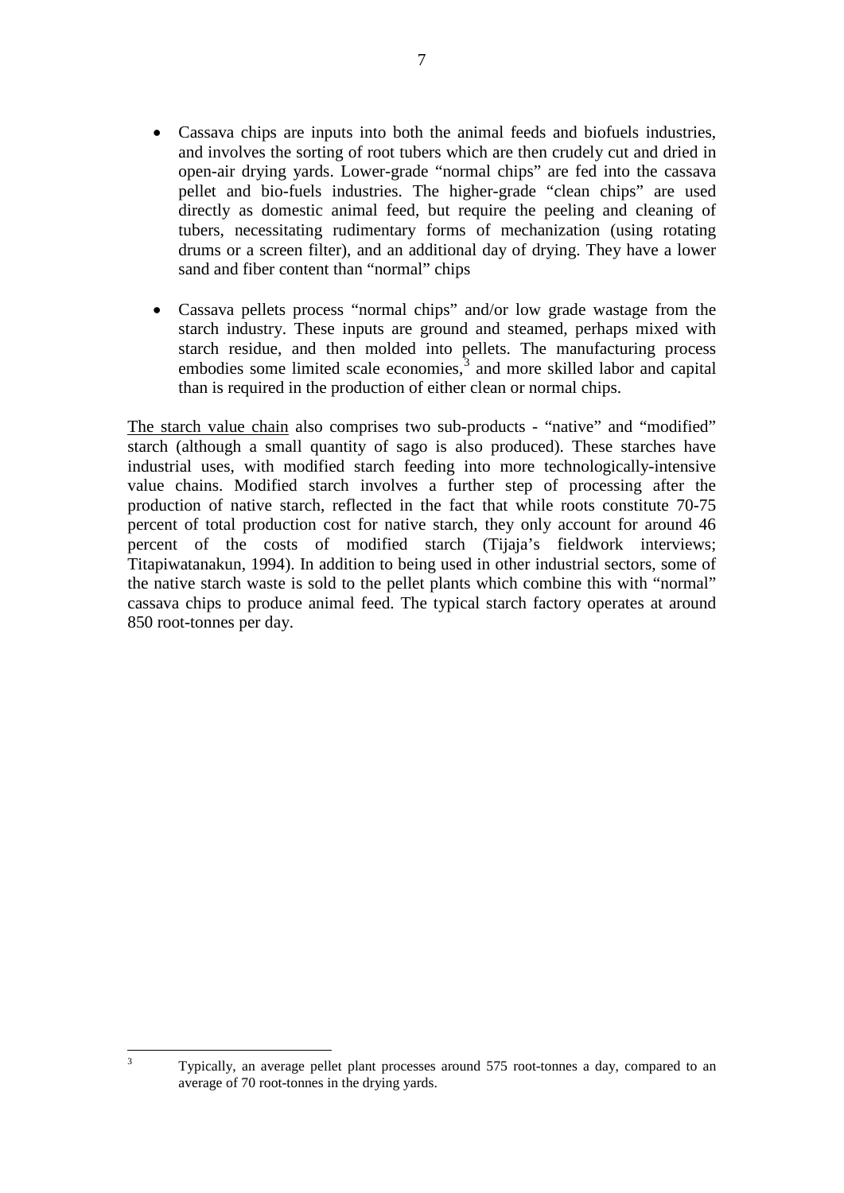- Cassava chips are inputs into both the animal feeds and biofuels industries, and involves the sorting of root tubers which are then crudely cut and dried in open-air drying yards. Lower-grade "normal chips" are fed into the cassava pellet and bio-fuels industries. The higher-grade "clean chips" are used directly as domestic animal feed, but require the peeling and cleaning of tubers, necessitating rudimentary forms of mechanization (using rotating drums or a screen filter), and an additional day of drying. They have a lower sand and fiber content than "normal" chips

- Cassava pellets process "normal chips" and/or low grade wastage from the starch industry. These inputs are ground and steamed, perhaps mixed with starch residue, and then molded into pellets. The manufacturing process embodies some limited scale economies,[3] and more skilled labor and capital than is required in the production of either clean or normal chips.

<u>The starch value chain</u> also comprises two sub-products - "native" and "modified" starch (although a small quantity of sago is also produced). These starches have industrial uses, with modified starch feeding into more technologically-intensive value chains. Modified starch involves a further step of processing after the production of native starch, reflected in the fact that while roots constitute 70-75 percent of total production cost for native starch, they only account for around 46 percent of the costs of modified starch (Tijaja's fieldwork interviews; Titapiwatanakun, 1994). In addition to being used in other industrial sectors, some of the native starch waste is sold to the pellet plants which combine this with "normal" cassava chips to produce animal feed. The typical starch factory operates at around 850 root-tonnes per day.

---

[3] Typically, an average pellet plant processes around 575 root-tonnes a day, compared to an average of 70 root-tonnes in the drying yards.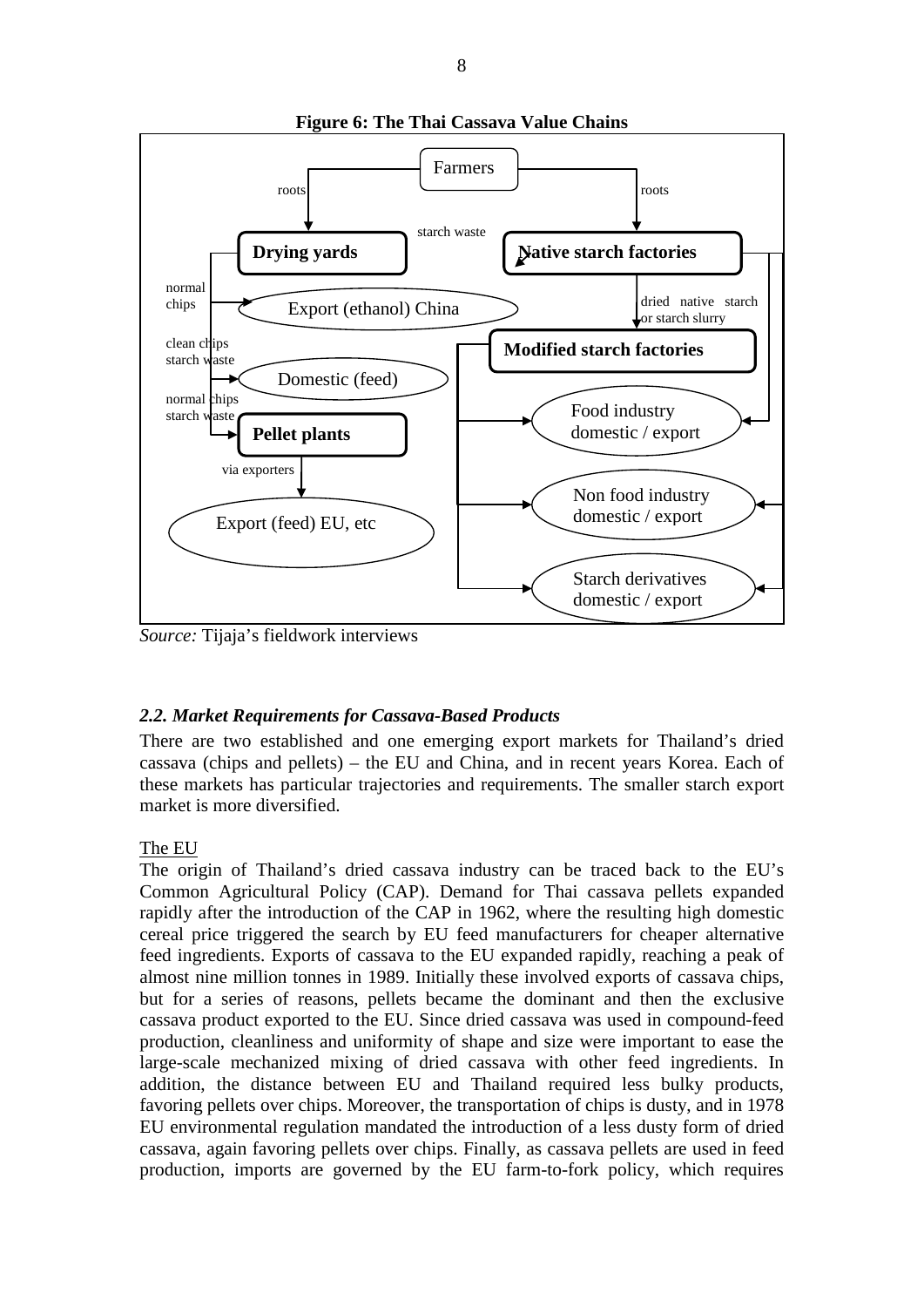**Figure 6: The Thai Cassava Value Chains**

*Source:* Tijaja's fieldwork interviews

### *2.2. Market Requirements for Cassava-Based Products*

There are two established and one emerging export markets for Thailand's dried cassava (chips and pellets) – the EU and China, and in recent years Korea. Each of these markets has particular trajectories and requirements. The smaller starch export market is more diversified.

The EU

The origin of Thailand's dried cassava industry can be traced back to the EU's Common Agricultural Policy (CAP). Demand for Thai cassava pellets expanded rapidly after the introduction of the CAP in 1962, where the resulting high domestic cereal price triggered the search by EU feed manufacturers for cheaper alternative feed ingredients. Exports of cassava to the EU expanded rapidly, reaching a peak of almost nine million tonnes in 1989. Initially these involved exports of cassava chips, but for a series of reasons, pellets became the dominant and then the exclusive cassava product exported to the EU. Since dried cassava was used in compound-feed production, cleanliness and uniformity of shape and size were important to ease the large-scale mechanized mixing of dried cassava with other feed ingredients. In addition, the distance between EU and Thailand required less bulky products, favoring pellets over chips. Moreover, the transportation of chips is dusty, and in 1978 EU environmental regulation mandated the introduction of a less dusty form of dried cassava, again favoring pellets over chips. Finally, as cassava pellets are used in feed production, imports are governed by the EU farm-to-fork policy, which requires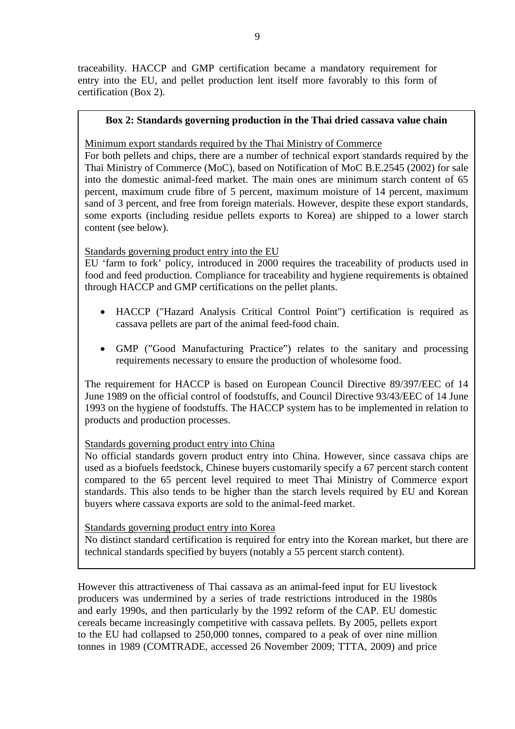traceability. HACCP and GMP certification became a mandatory requirement for entry into the EU, and pellet production lent itself more favorably to this form of certification (Box 2).

**Box 2: Standards governing production in the Thai dried cassava value chain**

Minimum export standards required by the Thai Ministry of Commerce

For both pellets and chips, there are a number of technical export standards required by the Thai Ministry of Commerce (MoC), based on Notification of MoC B.E.2545 (2002) for sale into the domestic animal-feed market. The main ones are minimum starch content of 65 percent, maximum crude fibre of 5 percent, maximum moisture of 14 percent, maximum sand of 3 percent, and free from foreign materials. However, despite these export standards, some exports (including residue pellets exports to Korea) are shipped to a lower starch content (see below).

Standards governing product entry into the EU

EU 'farm to fork' policy, introduced in 2000 requires the traceability of products used in food and feed production. Compliance for traceability and hygiene requirements is obtained through HACCP and GMP certifications on the pellet plants.

- HACCP ("Hazard Analysis Critical Control Point") certification is required as cassava pellets are part of the animal feed-food chain.
- GMP ("Good Manufacturing Practice") relates to the sanitary and processing requirements necessary to ensure the production of wholesome food.

The requirement for HACCP is based on European Council Directive 89/397/EEC of 14 June 1989 on the official control of foodstuffs, and Council Directive 93/43/EEC of 14 June 1993 on the hygiene of foodstuffs. The HACCP system has to be implemented in relation to products and production processes.

Standards governing product entry into China

No official standards govern product entry into China. However, since cassava chips are used as a biofuels feedstock, Chinese buyers customarily specify a 67 percent starch content compared to the 65 percent level required to meet Thai Ministry of Commerce export standards. This also tends to be higher than the starch levels required by EU and Korean buyers where cassava exports are sold to the animal-feed market.

Standards governing product entry into Korea

No distinct standard certification is required for entry into the Korean market, but there are technical standards specified by buyers (notably a 55 percent starch content).

However this attractiveness of Thai cassava as an animal-feed input for EU livestock producers was undermined by a series of trade restrictions introduced in the 1980s and early 1990s, and then particularly by the 1992 reform of the CAP. EU domestic cereals became increasingly competitive with cassava pellets. By 2005, pellets export to the EU had collapsed to 250,000 tonnes, compared to a peak of over nine million tonnes in 1989 (COMTRADE, accessed 26 November 2009; TTTA, 2009) and price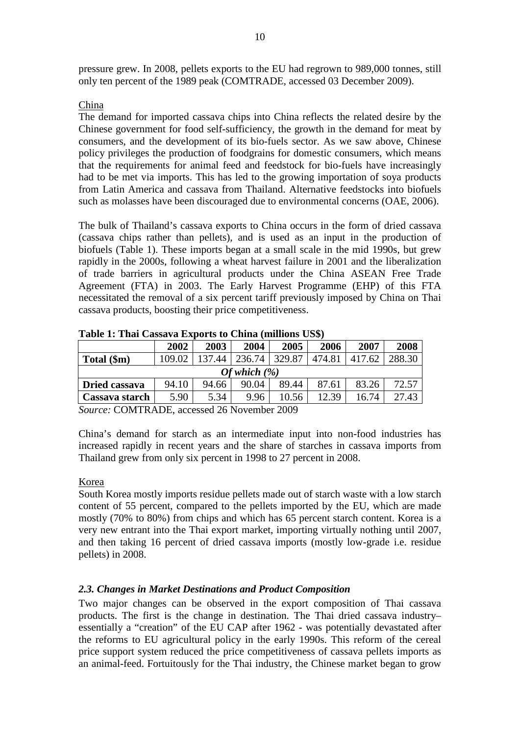pressure grew. In 2008, pellets exports to the EU had regrown to 989,000 tonnes, still only ten percent of the 1989 peak (COMTRADE, accessed 03 December 2009).

China

The demand for imported cassava chips into China reflects the related desire by the Chinese government for food self-sufficiency, the growth in the demand for meat by consumers, and the development of its bio-fuels sector. As we saw above, Chinese policy privileges the production of foodgrains for domestic consumers, which means that the requirements for animal feed and feedstock for bio-fuels have increasingly had to be met via imports. This has led to the growing importation of soya products from Latin America and cassava from Thailand. Alternative feedstocks into biofuels such as molasses have been discouraged due to environmental concerns (OAE, 2006).

The bulk of Thailand's cassava exports to China occurs in the form of dried cassava (cassava chips rather than pellets), and is used as an input in the production of biofuels (Table 1). These imports began at a small scale in the mid 1990s, but grew rapidly in the 2000s, following a wheat harvest failure in 2001 and the liberalization of trade barriers in agricultural products under the China ASEAN Free Trade Agreement (FTA) in 2003. The Early Harvest Programme (EHP) of this FTA necessitated the removal of a six percent tariff previously imposed by China on Thai cassava products, boosting their price competitiveness.

**Table 1: Thai Cassava Exports to China (millions US$)**

| | 2002 | 2003 | 2004 | 2005 | 2006 | 2007 | 2008 |
|---|---|---|---|---|---|---|---|
| **Total ($m)** | 109.02 | 137.44 | 236.74 | 329.87 | 474.81 | 417.62 | 288.30 |
| ***Of which (%)*** | | | | | | | |
| **Dried cassava** | 94.10 | 94.66 | 90.04 | 89.44 | 87.61 | 83.26 | 72.57 |
| **Cassava starch** | 5.90 | 5.34 | 9.96 | 10.56 | 12.39 | 16.74 | 27.43 |

*Source:* COMTRADE, accessed 26 November 2009

China's demand for starch as an intermediate input into non-food industries has increased rapidly in recent years and the share of starches in cassava imports from Thailand grew from only six percent in 1998 to 27 percent in 2008.

Korea

South Korea mostly imports residue pellets made out of starch waste with a low starch content of 55 percent, compared to the pellets imported by the EU, which are made mostly (70% to 80%) from chips and which has 65 percent starch content. Korea is a very new entrant into the Thai export market, importing virtually nothing until 2007, and then taking 16 percent of dried cassava imports (mostly low-grade i.e. residue pellets) in 2008.

### *2.3. Changes in Market Destinations and Product Composition*

Two major changes can be observed in the export composition of Thai cassava products. The first is the change in destination. The Thai dried cassava industry– essentially a "creation" of the EU CAP after 1962 - was potentially devastated after the reforms to EU agricultural policy in the early 1990s. This reform of the cereal price support system reduced the price competitiveness of cassava pellets imports as an animal-feed. Fortuitously for the Thai industry, the Chinese market began to grow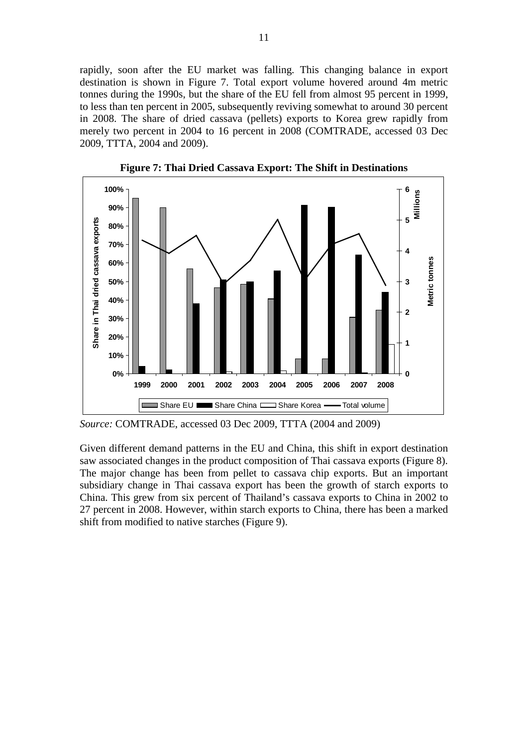rapidly, soon after the EU market was falling. This changing balance in export destination is shown in Figure 7. Total export volume hovered around 4m metric tonnes during the 1990s, but the share of the EU fell from almost 95 percent in 1999, to less than ten percent in 2005, subsequently reviving somewhat to around 30 percent in 2008. The share of dried cassava (pellets) exports to Korea grew rapidly from merely two percent in 2004 to 16 percent in 2008 (COMTRADE, accessed 03 Dec 2009, TTTA, 2004 and 2009).

**Figure 7: Thai Dried Cassava Export: The Shift in Destinations**

*Source:* COMTRADE, accessed 03 Dec 2009, TTTA (2004 and 2009)

Given different demand patterns in the EU and China, this shift in export destination saw associated changes in the product composition of Thai cassava exports (Figure 8). The major change has been from pellet to cassava chip exports. But an important subsidiary change in Thai cassava export has been the growth of starch exports to China. This grew from six percent of Thailand's cassava exports to China in 2002 to 27 percent in 2008. However, within starch exports to China, there has been a marked shift from modified to native starches (Figure 9).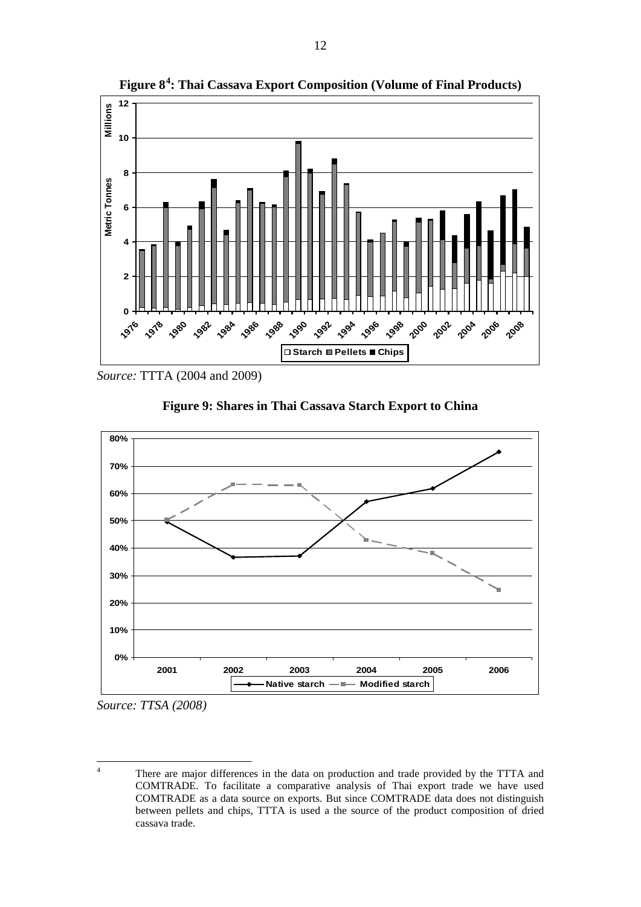**Figure 8[4]: Thai Cassava Export Composition (Volume of Final Products)**

*Source:* TTTA (2004 and 2009)

**Figure 9: Shares in Thai Cassava Starch Export to China**

*Source: TTSA (2008)*

[4] There are major differences in the data on production and trade provided by the TTTA and COMTRADE. To facilitate a comparative analysis of Thai export trade we have used COMTRADE as a data source on exports. But since COMTRADE data does not distinguish between pellets and chips, TTTA is used a the source of the product composition of dried cassava trade.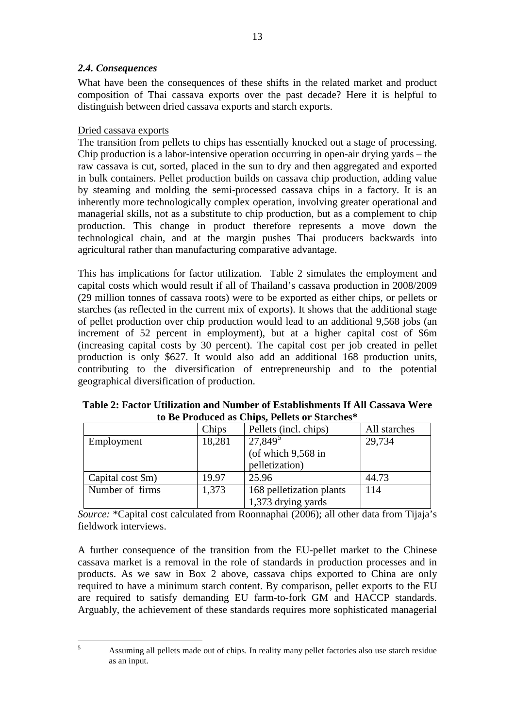### *2.4. Consequences*

What have been the consequences of these shifts in the related market and product composition of Thai cassava exports over the past decade? Here it is helpful to distinguish between dried cassava exports and starch exports.

Dried cassava exports

The transition from pellets to chips has essentially knocked out a stage of processing. Chip production is a labor-intensive operation occurring in open-air drying yards – the raw cassava is cut, sorted, placed in the sun to dry and then aggregated and exported in bulk containers. Pellet production builds on cassava chip production, adding value by steaming and molding the semi-processed cassava chips in a factory. It is an inherently more technologically complex operation, involving greater operational and managerial skills, not as a substitute to chip production, but as a complement to chip production. This change in product therefore represents a move down the technological chain, and at the margin pushes Thai producers backwards into agricultural rather than manufacturing comparative advantage.

This has implications for factor utilization. Table 2 simulates the employment and capital costs which would result if all of Thailand's cassava production in 2008/2009 (29 million tonnes of cassava roots) were to be exported as either chips, or pellets or starches (as reflected in the current mix of exports). It shows that the additional stage of pellet production over chip production would lead to an additional 9,568 jobs (an increment of 52 percent in employment), but at a higher capital cost of $6m (increasing capital costs by 30 percent). The capital cost per job created in pellet production is only $627. It would also add an additional 168 production units, contributing to the diversification of entrepreneurship and to the potential geographical diversification of production.

**Table 2: Factor Utilization and Number of Establishments If All Cassava Were to Be Produced as Chips, Pellets or Starches***

| | Chips | Pellets (incl. chips) | All starches |
|---|---|---|---|
| Employment | 18,281 | 27,849[5] (of which 9,568 in pelletization) | 29,734 |
| Capital cost $m) | 19.97 | 25.96 | 44.73 |
| Number of firms | 1,373 | 168 pelletization plants 1,373 drying yards | 114 |

*Source:* *Capital cost calculated from Roonnaphai (2006); all other data from Tijaja's fieldwork interviews.

A further consequence of the transition from the EU-pellet market to the Chinese cassava market is a removal in the role of standards in production processes and in products. As we saw in Box 2 above, cassava chips exported to China are only required to have a minimum starch content. By comparison, pellet exports to the EU are required to satisfy demanding EU farm-to-fork GM and HACCP standards. Arguably, the achievement of these standards requires more sophisticated managerial

[5] Assuming all pellets made out of chips. In reality many pellet factories also use starch residue as an input.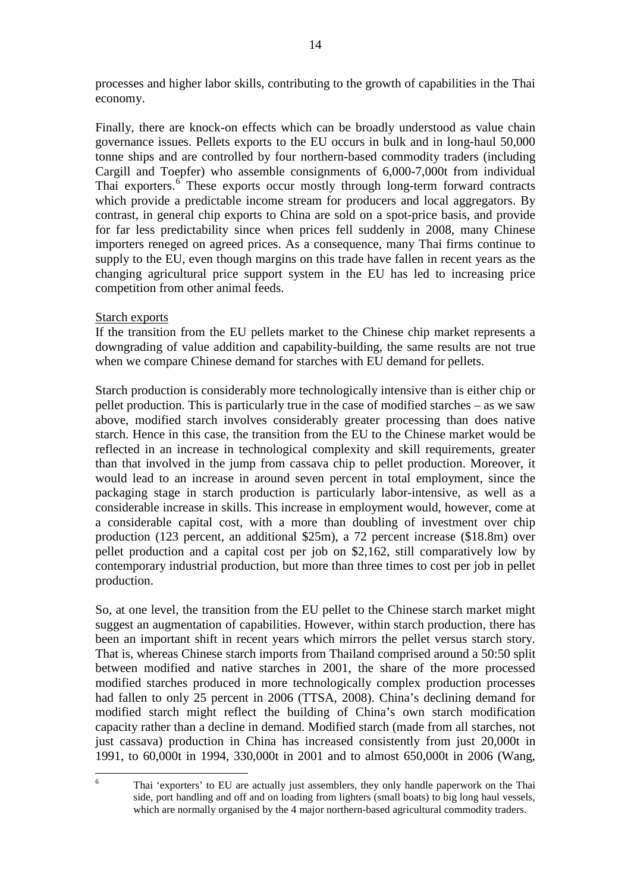processes and higher labor skills, contributing to the growth of capabilities in the Thai economy.

Finally, there are knock-on effects which can be broadly understood as value chain governance issues. Pellets exports to the EU occurs in bulk and in long-haul 50,000 tonne ships and are controlled by four northern-based commodity traders (including Cargill and Toepfer) who assemble consignments of 6,000-7,000t from individual Thai exporters.[6] These exports occur mostly through long-term forward contracts which provide a predictable income stream for producers and local aggregators. By contrast, in general chip exports to China are sold on a spot-price basis, and provide for far less predictability since when prices fell suddenly in 2008, many Chinese importers reneged on agreed prices. As a consequence, many Thai firms continue to supply to the EU, even though margins on this trade have fallen in recent years as the changing agricultural price support system in the EU has led to increasing price competition from other animal feeds.

Starch exports

If the transition from the EU pellets market to the Chinese chip market represents a downgrading of value addition and capability-building, the same results are not true when we compare Chinese demand for starches with EU demand for pellets.

Starch production is considerably more technologically intensive than is either chip or pellet production. This is particularly true in the case of modified starches – as we saw above, modified starch involves considerably greater processing than does native starch. Hence in this case, the transition from the EU to the Chinese market would be reflected in an increase in technological complexity and skill requirements, greater than that involved in the jump from cassava chip to pellet production. Moreover, it would lead to an increase in around seven percent in total employment, since the packaging stage in starch production is particularly labor-intensive, as well as a considerable increase in skills. This increase in employment would, however, come at a considerable capital cost, with a more than doubling of investment over chip production (123 percent, an additional $25m), a 72 percent increase ($18.8m) over pellet production and a capital cost per job on $2,162, still comparatively low by contemporary industrial production, but more than three times to cost per job in pellet production.

So, at one level, the transition from the EU pellet to the Chinese starch market might suggest an augmentation of capabilities. However, within starch production, there has been an important shift in recent years which mirrors the pellet versus starch story. That is, whereas Chinese starch imports from Thailand comprised around a 50:50 split between modified and native starches in 2001, the share of the more processed modified starches produced in more technologically complex production processes had fallen to only 25 percent in 2006 (TTSA, 2008). China's declining demand for modified starch might reflect the building of China's own starch modification capacity rather than a decline in demand. Modified starch (made from all starches, not just cassava) production in China has increased consistently from just 20,000t in 1991, to 60,000t in 1994, 330,000t in 2001 and to almost 650,000t in 2006 (Wang,

[6] Thai 'exporters' to EU are actually just assemblers, they only handle paperwork on the Thai side, port handling and off and on loading from lighters (small boats) to big long haul vessels, which are normally organised by the 4 major northern-based agricultural commodity traders.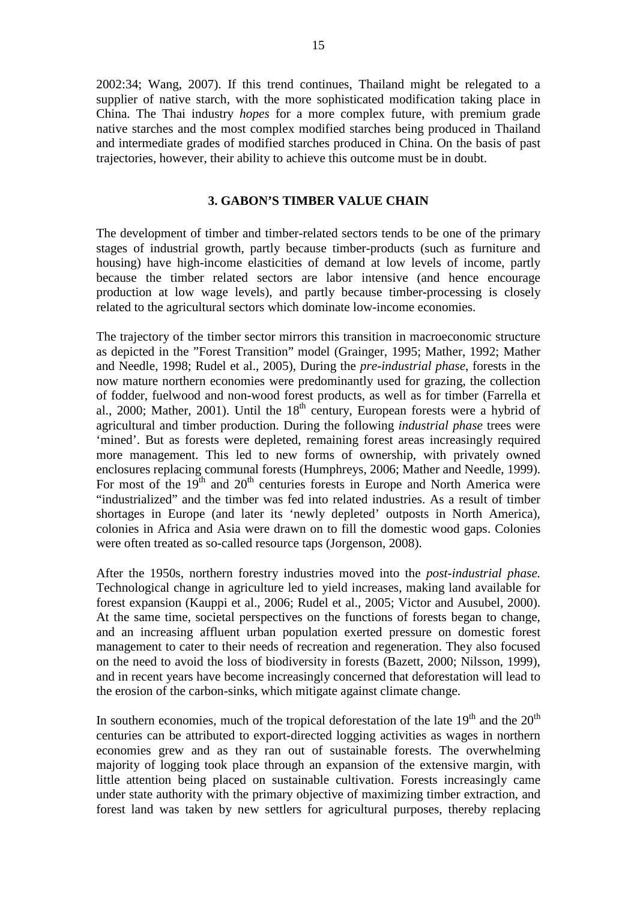2002:34; Wang, 2007). If this trend continues, Thailand might be relegated to a supplier of native starch, with the more sophisticated modification taking place in China. The Thai industry *hopes* for a more complex future, with premium grade native starches and the most complex modified starches being produced in Thailand and intermediate grades of modified starches produced in China. On the basis of past trajectories, however, their ability to achieve this outcome must be in doubt.

## 3. GABON'S TIMBER VALUE CHAIN

The development of timber and timber-related sectors tends to be one of the primary stages of industrial growth, partly because timber-products (such as furniture and housing) have high-income elasticities of demand at low levels of income, partly because the timber related sectors are labor intensive (and hence encourage production at low wage levels), and partly because timber-processing is closely related to the agricultural sectors which dominate low-income economies.

The trajectory of the timber sector mirrors this transition in macroeconomic structure as depicted in the "Forest Transition" model (Grainger, 1995; Mather, 1992; Mather and Needle, 1998; Rudel et al., 2005), During the *pre-industrial phase*, forests in the now mature northern economies were predominantly used for grazing, the collection of fodder, fuelwood and non-wood forest products, as well as for timber (Farrella et al., 2000; Mather, 2001). Until the 18th century, European forests were a hybrid of agricultural and timber production. During the following *industrial phase* trees were 'mined'. But as forests were depleted, remaining forest areas increasingly required more management. This led to new forms of ownership, with privately owned enclosures replacing communal forests (Humphreys, 2006; Mather and Needle, 1999). For most of the 19th and 20th centuries forests in Europe and North America were "industrialized" and the timber was fed into related industries. As a result of timber shortages in Europe (and later its 'newly depleted' outposts in North America), colonies in Africa and Asia were drawn on to fill the domestic wood gaps. Colonies were often treated as so-called resource taps (Jorgenson, 2008).

After the 1950s, northern forestry industries moved into the *post-industrial phase.* Technological change in agriculture led to yield increases, making land available for forest expansion (Kauppi et al., 2006; Rudel et al., 2005; Victor and Ausubel, 2000). At the same time, societal perspectives on the functions of forests began to change, and an increasing affluent urban population exerted pressure on domestic forest management to cater to their needs of recreation and regeneration. They also focused on the need to avoid the loss of biodiversity in forests (Bazett, 2000; Nilsson, 1999), and in recent years have become increasingly concerned that deforestation will lead to the erosion of the carbon-sinks, which mitigate against climate change.

In southern economies, much of the tropical deforestation of the late 19th and the 20th centuries can be attributed to export-directed logging activities as wages in northern economies grew and as they ran out of sustainable forests. The overwhelming majority of logging took place through an expansion of the extensive margin, with little attention being placed on sustainable cultivation. Forests increasingly came under state authority with the primary objective of maximizing timber extraction, and forest land was taken by new settlers for agricultural purposes, thereby replacing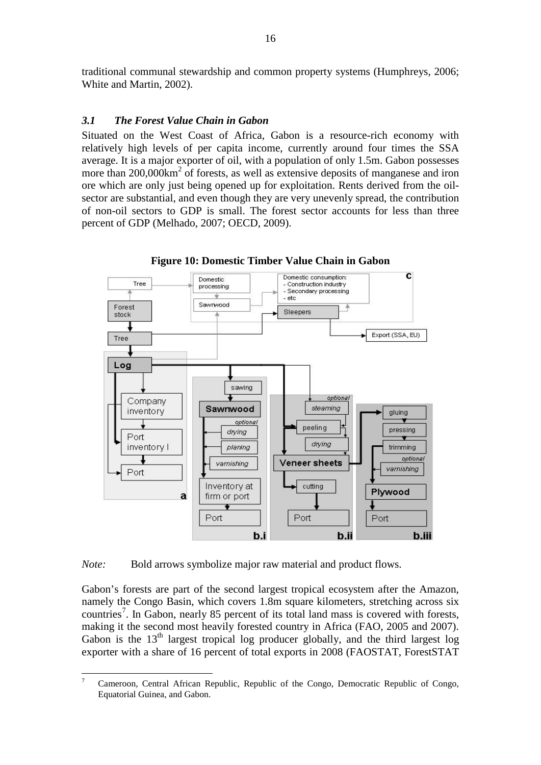traditional communal stewardship and common property systems (Humphreys, 2006; White and Martin, 2002).

### *3.1 The Forest Value Chain in Gabon*

Situated on the West Coast of Africa, Gabon is a resource-rich economy with relatively high levels of per capita income, currently around four times the SSA average. It is a major exporter of oil, with a population of only 1.5m. Gabon possesses more than 200,000km$^2$ of forests, as well as extensive deposits of manganese and iron ore which are only just being opened up for exploitation. Rents derived from the oil-sector are substantial, and even though they are very unevenly spread, the contribution of non-oil sectors to GDP is small. The forest sector accounts for less than three percent of GDP (Melhado, 2007; OECD, 2009).

**Figure 10: Domestic Timber Value Chain in Gabon**

*Note:* Bold arrows symbolize major raw material and product flows.

Gabon's forests are part of the second largest tropical ecosystem after the Amazon, namely the Congo Basin, which covers 1.8m square kilometers, stretching across six countries[7]. In Gabon, nearly 85 percent of its total land mass is covered with forests, making it the second most heavily forested country in Africa (FAO, 2005 and 2007). Gabon is the 13$^{th}$ largest tropical log producer globally, and the third largest log exporter with a share of 16 percent of total exports in 2008 (FAOSTAT, ForestSTAT

[7] Cameroon, Central African Republic, Republic of the Congo, Democratic Republic of Congo, Equatorial Guinea, and Gabon.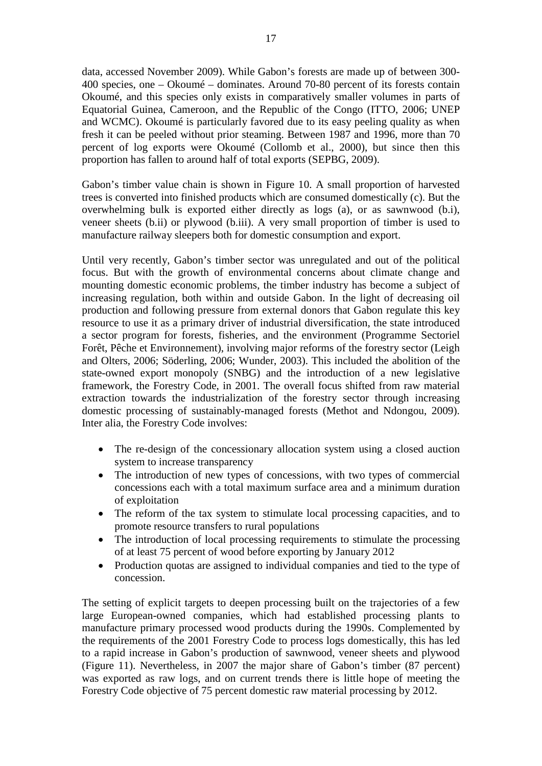data, accessed November 2009). While Gabon's forests are made up of between 300-400 species, one – Okoumé – dominates. Around 70-80 percent of its forests contain Okoumé, and this species only exists in comparatively smaller volumes in parts of Equatorial Guinea, Cameroon, and the Republic of the Congo (ITTO, 2006; UNEP and WCMC). Okoumé is particularly favored due to its easy peeling quality as when fresh it can be peeled without prior steaming. Between 1987 and 1996, more than 70 percent of log exports were Okoumé (Collomb et al., 2000), but since then this proportion has fallen to around half of total exports (SEPBG, 2009).

Gabon's timber value chain is shown in Figure 10. A small proportion of harvested trees is converted into finished products which are consumed domestically (c). But the overwhelming bulk is exported either directly as logs (a), or as sawnwood (b.i), veneer sheets (b.ii) or plywood (b.iii). A very small proportion of timber is used to manufacture railway sleepers both for domestic consumption and export.

Until very recently, Gabon's timber sector was unregulated and out of the political focus. But with the growth of environmental concerns about climate change and mounting domestic economic problems, the timber industry has become a subject of increasing regulation, both within and outside Gabon. In the light of decreasing oil production and following pressure from external donors that Gabon regulate this key resource to use it as a primary driver of industrial diversification, the state introduced a sector program for forests, fisheries, and the environment (Programme Sectoriel Forêt, Pêche et Environnement), involving major reforms of the forestry sector (Leigh and Olters, 2006; Söderling, 2006; Wunder, 2003). This included the abolition of the state-owned export monopoly (SNBG) and the introduction of a new legislative framework, the Forestry Code, in 2001. The overall focus shifted from raw material extraction towards the industrialization of the forestry sector through increasing domestic processing of sustainably-managed forests (Methot and Ndongou, 2009). Inter alia, the Forestry Code involves:

- The re-design of the concessionary allocation system using a closed auction system to increase transparency
- The introduction of new types of concessions, with two types of commercial concessions each with a total maximum surface area and a minimum duration of exploitation
- The reform of the tax system to stimulate local processing capacities, and to promote resource transfers to rural populations
- The introduction of local processing requirements to stimulate the processing of at least 75 percent of wood before exporting by January 2012
- Production quotas are assigned to individual companies and tied to the type of concession.

The setting of explicit targets to deepen processing built on the trajectories of a few large European-owned companies, which had established processing plants to manufacture primary processed wood products during the 1990s. Complemented by the requirements of the 2001 Forestry Code to process logs domestically, this has led to a rapid increase in Gabon's production of sawnwood, veneer sheets and plywood (Figure 11). Nevertheless, in 2007 the major share of Gabon's timber (87 percent) was exported as raw logs, and on current trends there is little hope of meeting the Forestry Code objective of 75 percent domestic raw material processing by 2012.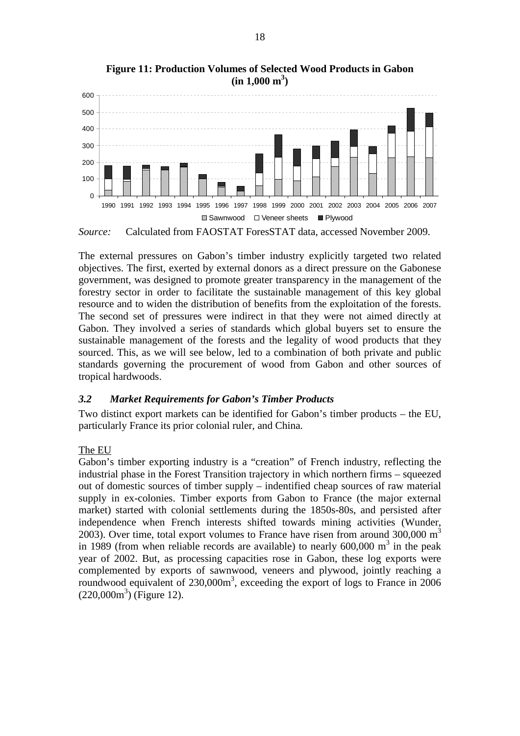**Figure 11: Production Volumes of Selected Wood Products in Gabon (in 1,000 m$^3$)**

*Source:* Calculated from FAOSTAT ForesSTAT data, accessed November 2009.

The external pressures on Gabon's timber industry explicitly targeted two related objectives. The first, exerted by external donors as a direct pressure on the Gabonese government, was designed to promote greater transparency in the management of the forestry sector in order to facilitate the sustainable management of this key global resource and to widen the distribution of benefits from the exploitation of the forests. The second set of pressures were indirect in that they were not aimed directly at Gabon. They involved a series of standards which global buyers set to ensure the sustainable management of the forests and the legality of wood products that they sourced. This, as we will see below, led to a combination of both private and public standards governing the procurement of wood from Gabon and other sources of tropical hardwoods.

### *3.2 Market Requirements for Gabon's Timber Products*

Two distinct export markets can be identified for Gabon's timber products – the EU, particularly France its prior colonial ruler, and China.

The EU

Gabon's timber exporting industry is a "creation" of French industry, reflecting the industrial phase in the Forest Transition trajectory in which northern firms – squeezed out of domestic sources of timber supply – indentified cheap sources of raw material supply in ex-colonies. Timber exports from Gabon to France (the major external market) started with colonial settlements during the 1850s-80s, and persisted after independence when French interests shifted towards mining activities (Wunder, 2003). Over time, total export volumes to France have risen from around 300,000 m$^3$ in 1989 (from when reliable records are available) to nearly 600,000 m$^3$ in the peak year of 2002. But, as processing capacities rose in Gabon, these log exports were complemented by exports of sawnwood, veneers and plywood, jointly reaching a roundwood equivalent of 230,000m$^3$, exceeding the export of logs to France in 2006 (220,000m$^3$) (Figure 12).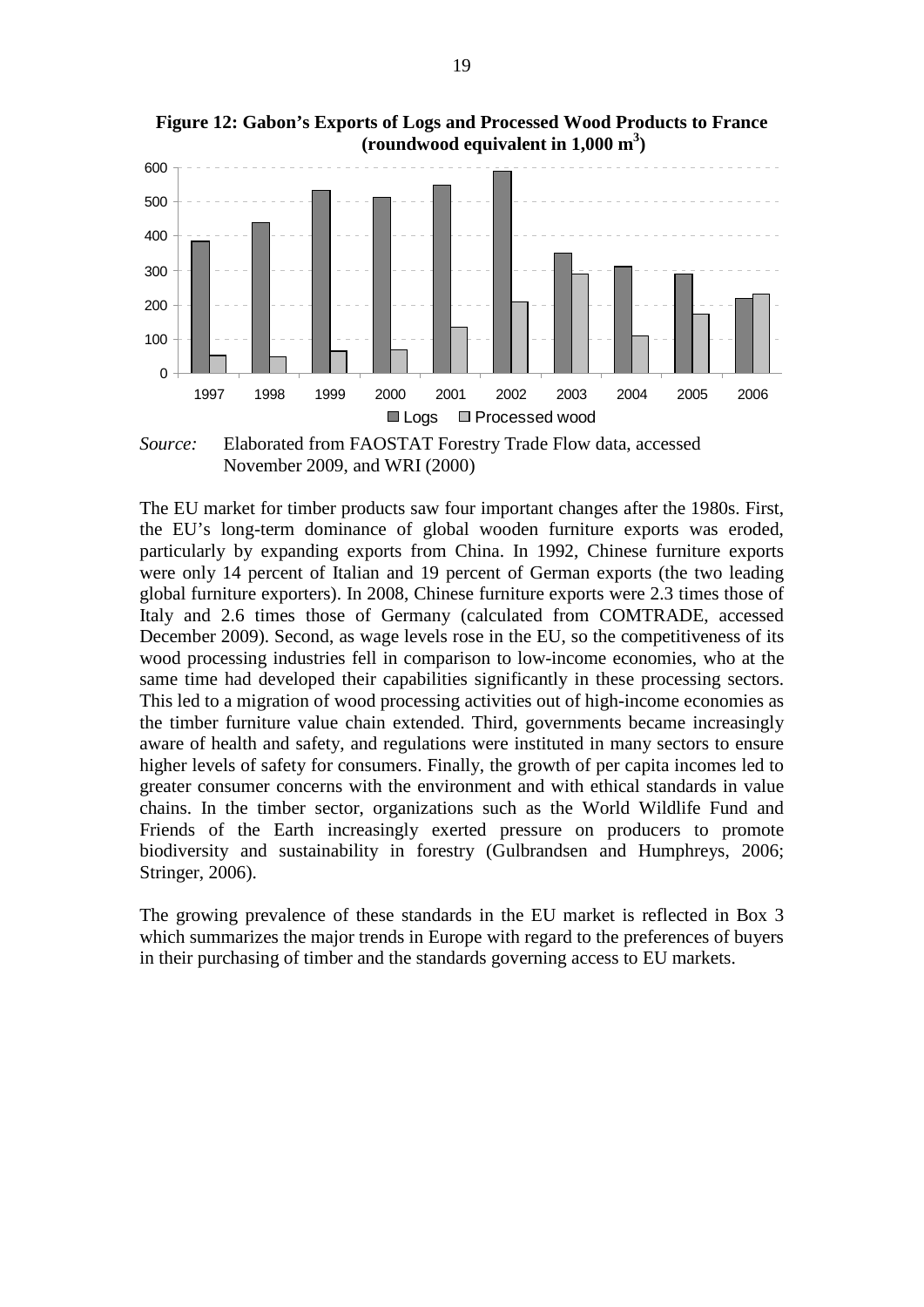**Figure 12: Gabon's Exports of Logs and Processed Wood Products to France (roundwood equivalent in 1,000 m$^3$)**

*Source:* Elaborated from FAOSTAT Forestry Trade Flow data, accessed November 2009, and WRI (2000)

The EU market for timber products saw four important changes after the 1980s. First, the EU's long-term dominance of global wooden furniture exports was eroded, particularly by expanding exports from China. In 1992, Chinese furniture exports were only 14 percent of Italian and 19 percent of German exports (the two leading global furniture exporters). In 2008, Chinese furniture exports were 2.3 times those of Italy and 2.6 times those of Germany (calculated from COMTRADE, accessed December 2009). Second, as wage levels rose in the EU, so the competitiveness of its wood processing industries fell in comparison to low-income economies, who at the same time had developed their capabilities significantly in these processing sectors. This led to a migration of wood processing activities out of high-income economies as the timber furniture value chain extended. Third, governments became increasingly aware of health and safety, and regulations were instituted in many sectors to ensure higher levels of safety for consumers. Finally, the growth of per capita incomes led to greater consumer concerns with the environment and with ethical standards in value chains. In the timber sector, organizations such as the World Wildlife Fund and Friends of the Earth increasingly exerted pressure on producers to promote biodiversity and sustainability in forestry (Gulbrandsen and Humphreys, 2006; Stringer, 2006).

The growing prevalence of these standards in the EU market is reflected in Box 3 which summarizes the major trends in Europe with regard to the preferences of buyers in their purchasing of timber and the standards governing access to EU markets.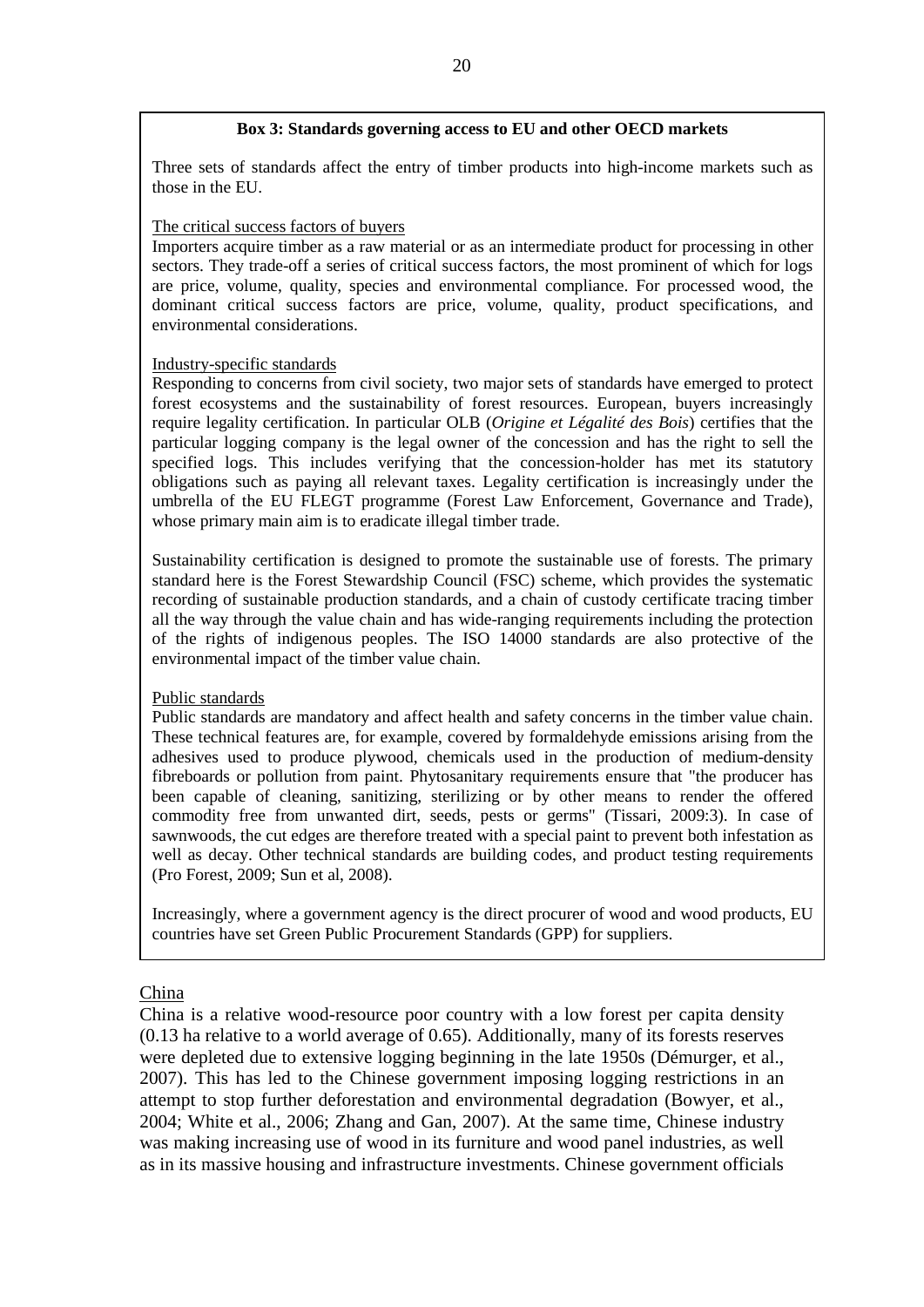**Box 3: Standards governing access to EU and other OECD markets**

Three sets of standards affect the entry of timber products into high-income markets such as those in the EU.

The critical success factors of buyers

Importers acquire timber as a raw material or as an intermediate product for processing in other sectors. They trade-off a series of critical success factors, the most prominent of which for logs are price, volume, quality, species and environmental compliance. For processed wood, the dominant critical success factors are price, volume, quality, product specifications, and environmental considerations.

Industry-specific standards

Responding to concerns from civil society, two major sets of standards have emerged to protect forest ecosystems and the sustainability of forest resources. European, buyers increasingly require legality certification. In particular OLB (*Origine et Légalité des Bois*) certifies that the particular logging company is the legal owner of the concession and has the right to sell the specified logs. This includes verifying that the concession-holder has met its statutory obligations such as paying all relevant taxes. Legality certification is increasingly under the umbrella of the EU FLEGT programme (Forest Law Enforcement, Governance and Trade), whose primary main aim is to eradicate illegal timber trade.

Sustainability certification is designed to promote the sustainable use of forests. The primary standard here is the Forest Stewardship Council (FSC) scheme, which provides the systematic recording of sustainable production standards, and a chain of custody certificate tracing timber all the way through the value chain and has wide-ranging requirements including the protection of the rights of indigenous peoples. The ISO 14000 standards are also protective of the environmental impact of the timber value chain.

Public standards

Public standards are mandatory and affect health and safety concerns in the timber value chain. These technical features are, for example, covered by formaldehyde emissions arising from the adhesives used to produce plywood, chemicals used in the production of medium-density fibreboards or pollution from paint. Phytosanitary requirements ensure that "the producer has been capable of cleaning, sanitizing, sterilizing or by other means to render the offered commodity free from unwanted dirt, seeds, pests or germs" (Tissari, 2009:3). In case of sawnwoods, the cut edges are therefore treated with a special paint to prevent both infestation as well as decay. Other technical standards are building codes, and product testing requirements (Pro Forest, 2009; Sun et al, 2008).

Increasingly, where a government agency is the direct procurer of wood and wood products, EU countries have set Green Public Procurement Standards (GPP) for suppliers.

China

China is a relative wood-resource poor country with a low forest per capita density (0.13 ha relative to a world average of 0.65). Additionally, many of its forests reserves were depleted due to extensive logging beginning in the late 1950s (Démurger, et al., 2007). This has led to the Chinese government imposing logging restrictions in an attempt to stop further deforestation and environmental degradation (Bowyer, et al., 2004; White et al., 2006; Zhang and Gan, 2007). At the same time, Chinese industry was making increasing use of wood in its furniture and wood panel industries, as well as in its massive housing and infrastructure investments. Chinese government officials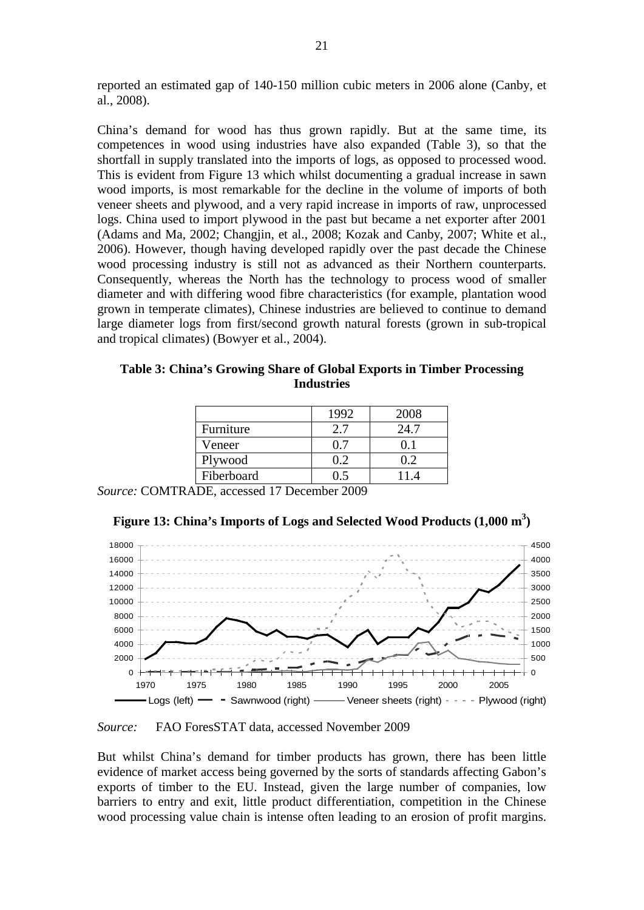reported an estimated gap of 140-150 million cubic meters in 2006 alone (Canby, et al., 2008).

China's demand for wood has thus grown rapidly. But at the same time, its competences in wood using industries have also expanded (Table 3), so that the shortfall in supply translated into the imports of logs, as opposed to processed wood. This is evident from Figure 13 which whilst documenting a gradual increase in sawn wood imports, is most remarkable for the decline in the volume of imports of both veneer sheets and plywood, and a very rapid increase in imports of raw, unprocessed logs. China used to import plywood in the past but became a net exporter after 2001 (Adams and Ma, 2002; Changjin, et al., 2008; Kozak and Canby, 2007; White et al., 2006). However, though having developed rapidly over the past decade the Chinese wood processing industry is still not as advanced as their Northern counterparts. Consequently, whereas the North has the technology to process wood of smaller diameter and with differing wood fibre characteristics (for example, plantation wood grown in temperate climates), Chinese industries are believed to continue to demand large diameter logs from first/second growth natural forests (grown in sub-tropical and tropical climates) (Bowyer et al., 2004).

**Table 3: China's Growing Share of Global Exports in Timber Processing Industries**

| | 1992 | 2008 |
|---|---|---|
| Furniture | 2.7 | 24.7 |
| Veneer | 0.7 | 0.1 |
| Plywood | 0.2 | 0.2 |
| Fiberboard | 0.5 | 11.4 |

*Source:* COMTRADE, accessed 17 December 2009

**Figure 13: China's Imports of Logs and Selected Wood Products (1,000 m$^3$)**

*Source:* FAO ForesSTAT data, accessed November 2009

But whilst China's demand for timber products has grown, there has been little evidence of market access being governed by the sorts of standards affecting Gabon's exports of timber to the EU. Instead, given the large number of companies, low barriers to entry and exit, little product differentiation, competition in the Chinese wood processing value chain is intense often leading to an erosion of profit margins.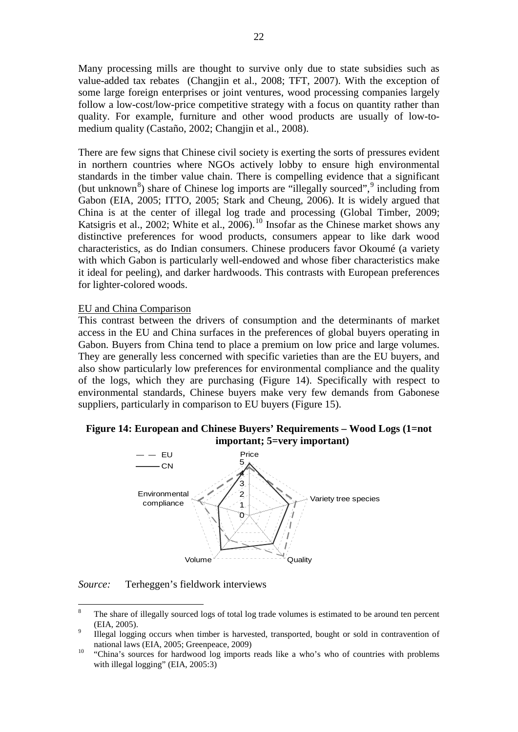Many processing mills are thought to survive only due to state subsidies such as value-added tax rebates (Changjin et al., 2008; TFT, 2007). With the exception of some large foreign enterprises or joint ventures, wood processing companies largely follow a low-cost/low-price competitive strategy with a focus on quantity rather than quality. For example, furniture and other wood products are usually of low-to-medium quality (Castaño, 2002; Changjin et al., 2008).

There are few signs that Chinese civil society is exerting the sorts of pressures evident in northern countries where NGOs actively lobby to ensure high environmental standards in the timber value chain. There is compelling evidence that a significant (but unknown[8]) share of Chinese log imports are "illegally sourced",[9] including from Gabon (EIA, 2005; ITTO, 2005; Stark and Cheung, 2006). It is widely argued that China is at the center of illegal log trade and processing (Global Timber, 2009; Katsigris et al., 2002; White et al., 2006).[10] Insofar as the Chinese market shows any distinctive preferences for wood products, consumers appear to like dark wood characteristics, as do Indian consumers. Chinese producers favor Okoumé (a variety with which Gabon is particularly well-endowed and whose fiber characteristics make it ideal for peeling), and darker hardwoods. This contrasts with European preferences for lighter-colored woods.

EU and China Comparison

This contrast between the drivers of consumption and the determinants of market access in the EU and China surfaces in the preferences of global buyers operating in Gabon. Buyers from China tend to place a premium on low price and large volumes. They are generally less concerned with specific varieties than are the EU buyers, and also show particularly low preferences for environmental compliance and the quality of the logs, which they are purchasing (Figure 14). Specifically with respect to environmental standards, Chinese buyers make very few demands from Gabonese suppliers, particularly in comparison to EU buyers (Figure 15).

**Figure 14: European and Chinese Buyers' Requirements – Wood Logs (1=not important; 5=very important)**

*Source:* Terheggen's fieldwork interviews

[8] The share of illegally sourced logs of total log trade volumes is estimated to be around ten percent (EIA, 2005).

[9] Illegal logging occurs when timber is harvested, transported, bought or sold in contravention of national laws (EIA, 2005; Greenpeace, 2009)

[10] "China's sources for hardwood log imports reads like a who's who of countries with problems with illegal logging" (EIA, 2005:3)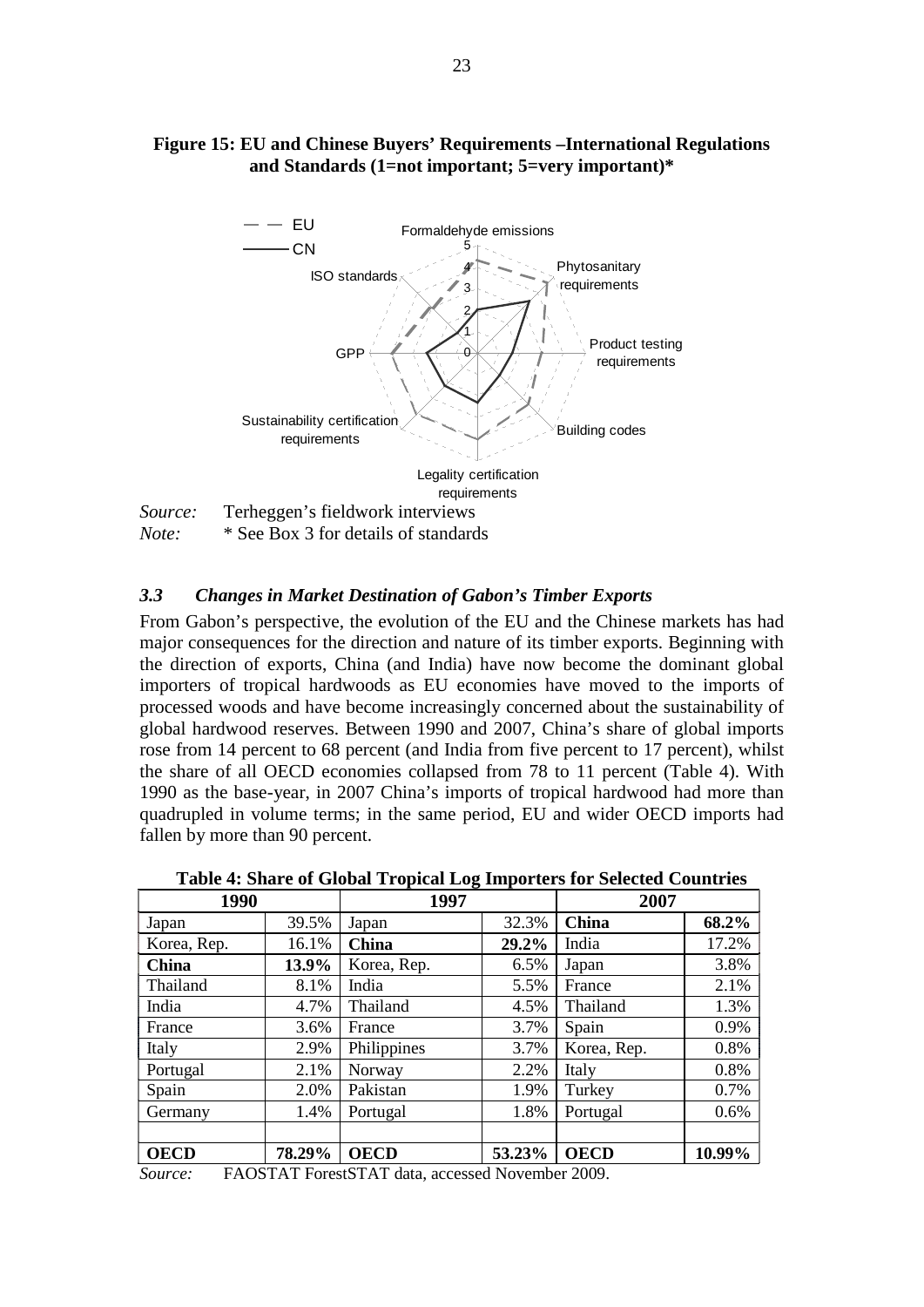**Figure 15: EU and Chinese Buyers' Requirements –International Regulations and Standards (1=not important; 5=very important)***

*Source:* Terheggen's fieldwork interviews
*Note:* * See Box 3 for details of standards

### *3.3 Changes in Market Destination of Gabon's Timber Exports*

From Gabon's perspective, the evolution of the EU and the Chinese markets has had major consequences for the direction and nature of its timber exports. Beginning with the direction of exports, China (and India) have now become the dominant global importers of tropical hardwoods as EU economies have moved to the imports of processed woods and have become increasingly concerned about the sustainability of global hardwood reserves. Between 1990 and 2007, China's share of global imports rose from 14 percent to 68 percent (and India from five percent to 17 percent), whilst the share of all OECD economies collapsed from 78 to 11 percent (Table 4). With 1990 as the base-year, in 2007 China's imports of tropical hardwood had more than quadrupled in volume terms; in the same period, EU and wider OECD imports had fallen by more than 90 percent.

**Table 4: Share of Global Tropical Log Importers for Selected Countries**

| 1990 | | 1997 | | 2007 | |
|---|---|---|---|---|---|
| Japan | 39.5% | Japan | 32.3% | **China** | **68.2%** |
| Korea, Rep. | 16.1% | **China** | **29.2%** | India | 17.2% |
| **China** | **13.9%** | Korea, Rep. | 6.5% | Japan | 3.8% |
| Thailand | 8.1% | India | 5.5% | France | 2.1% |
| India | 4.7% | Thailand | 4.5% | Thailand | 1.3% |
| France | 3.6% | France | 3.7% | Spain | 0.9% |
| Italy | 2.9% | Philippines | 3.7% | Korea, Rep. | 0.8% |
| Portugal | 2.1% | Norway | 2.2% | Italy | 0.8% |
| Spain | 2.0% | Pakistan | 1.9% | Turkey | 0.7% |
| Germany | 1.4% | Portugal | 1.8% | Portugal | 0.6% |
| | | | | | |
| **OECD** | **78.29%** | **OECD** | **53.23%** | **OECD** | **10.99%** |

*Source:* FAOSTAT ForestSTAT data, accessed November 2009.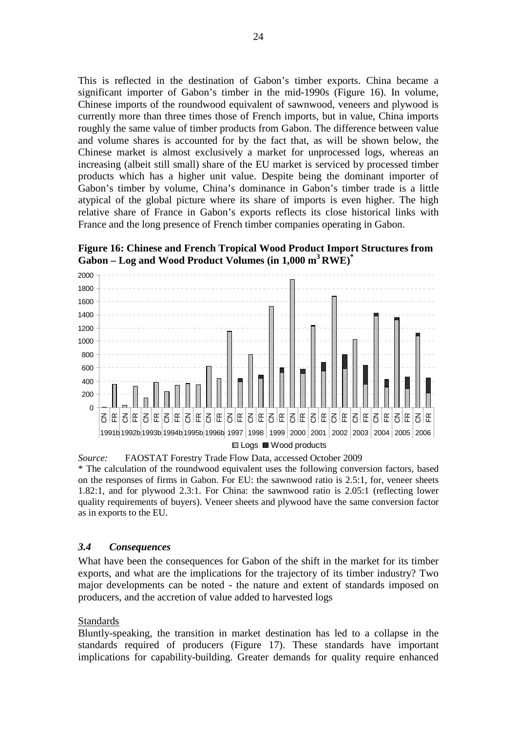This is reflected in the destination of Gabon's timber exports. China became a significant importer of Gabon's timber in the mid-1990s (Figure 16). In volume, Chinese imports of the roundwood equivalent of sawnwood, veneers and plywood is currently more than three times those of French imports, but in value, China imports roughly the same value of timber products from Gabon. The difference between value and volume shares is accounted for by the fact that, as will be shown below, the Chinese market is almost exclusively a market for unprocessed logs, whereas an increasing (albeit still small) share of the EU market is serviced by processed timber products which has a higher unit value. Despite being the dominant importer of Gabon's timber by volume, China's dominance in Gabon's timber trade is a little atypical of the global picture where its share of imports is even higher. The high relative share of France in Gabon's exports reflects its close historical links with France and the long presence of French timber companies operating in Gabon.

**Figure 16: Chinese and French Tropical Wood Product Import Structures from Gabon – Log and Wood Product Volumes (in 1,000 $m^3$ RWE)***

*Source:* FAOSTAT Forestry Trade Flow Data, accessed October 2009

\* The calculation of the roundwood equivalent uses the following conversion factors, based on the responses of firms in Gabon. For EU: the sawnwood ratio is 2.5:1, for, veneer sheets 1.82:1, and for plywood 2.3:1. For China: the sawnwood ratio is 2.05:1 (reflecting lower quality requirements of buyers). Veneer sheets and plywood have the same conversion factor as in exports to the EU.

### *3.4 Consequences*

What have been the consequences for Gabon of the shift in the market for its timber exports, and what are the implications for the trajectory of its timber industry? Two major developments can be noted - the nature and extent of standards imposed on producers, and the accretion of value added to harvested logs

Standards

Bluntly-speaking, the transition in market destination has led to a collapse in the standards required of producers (Figure 17). These standards have important implications for capability-building. Greater demands for quality require enhanced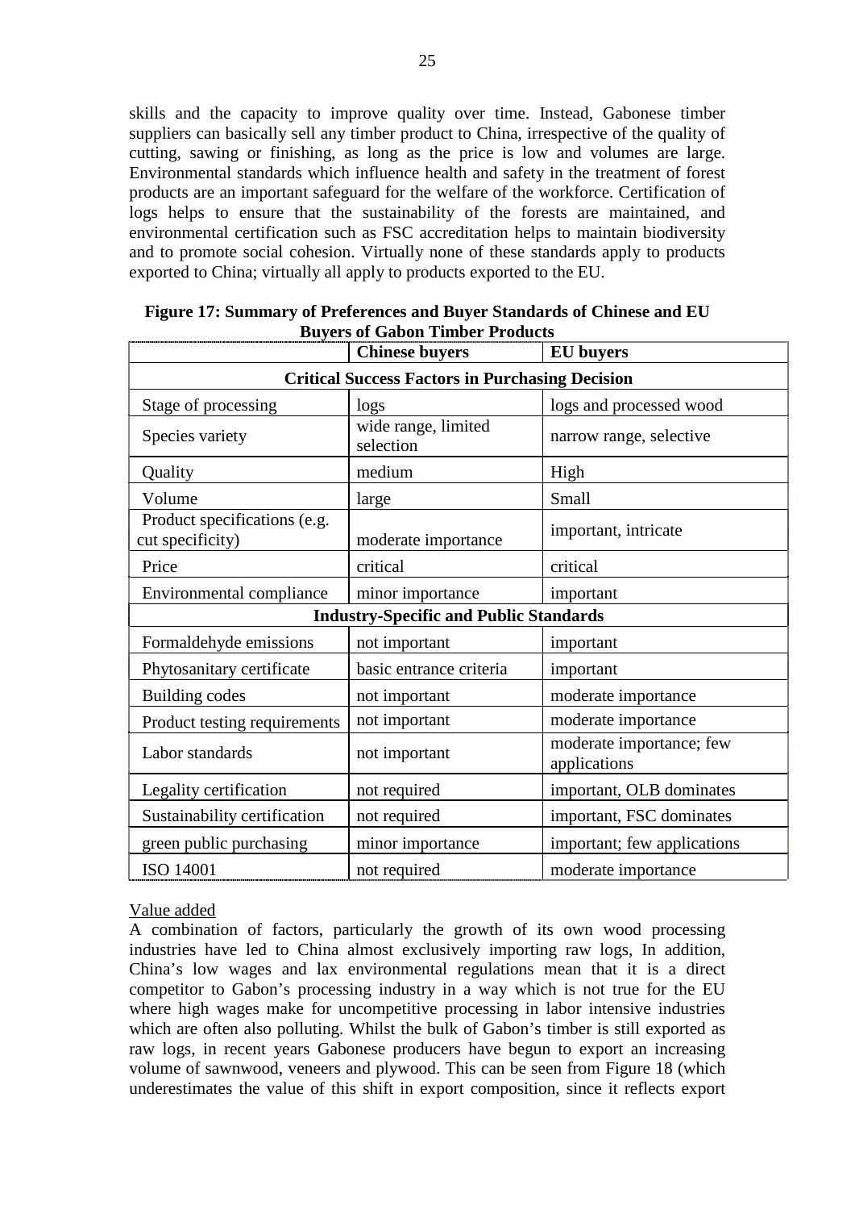skills and the capacity to improve quality over time. Instead, Gabonese timber suppliers can basically sell any timber product to China, irrespective of the quality of cutting, sawing or finishing, as long as the price is low and volumes are large. Environmental standards which influence health and safety in the treatment of forest products are an important safeguard for the welfare of the workforce. Certification of logs helps to ensure that the sustainability of the forests are maintained, and environmental certification such as FSC accreditation helps to maintain biodiversity and to promote social cohesion. Virtually none of these standards apply to products exported to China; virtually all apply to products exported to the EU.

**Figure 17: Summary of Preferences and Buyer Standards of Chinese and EU Buyers of Gabon Timber Products**

| | **Chinese buyers** | **EU buyers** |
|---|---|---|
| **Critical Success Factors in Purchasing Decision** | | |
| Stage of processing | logs | logs and processed wood |
| Species variety | wide range, limited selection | narrow range, selective |
| Quality | medium | High |
| Volume | large | Small |
| Product specifications (e.g. cut specificity) | moderate importance | important, intricate |
| Price | critical | critical |
| Environmental compliance | minor importance | important |
| **Industry-Specific and Public Standards** | | |
| Formaldehyde emissions | not important | important |
| Phytosanitary certificate | basic entrance criteria | important |
| Building codes | not important | moderate importance |
| Product testing requirements | not important | moderate importance |
| Labor standards | not important | moderate importance; few applications |
| Legality certification | not required | important, OLB dominates |
| Sustainability certification | not required | important, FSC dominates |
| green public purchasing | minor importance | important; few applications |
| ISO 14001 | not required | moderate importance |

<u>Value added</u>

A combination of factors, particularly the growth of its own wood processing industries have led to China almost exclusively importing raw logs, In addition, China's low wages and lax environmental regulations mean that it is a direct competitor to Gabon's processing industry in a way which is not true for the EU where high wages make for uncompetitive processing in labor intensive industries which are often also polluting. Whilst the bulk of Gabon's timber is still exported as raw logs, in recent years Gabonese producers have begun to export an increasing volume of sawnwood, veneers and plywood. This can be seen from Figure 18 (which underestimates the value of this shift in export composition, since it reflects export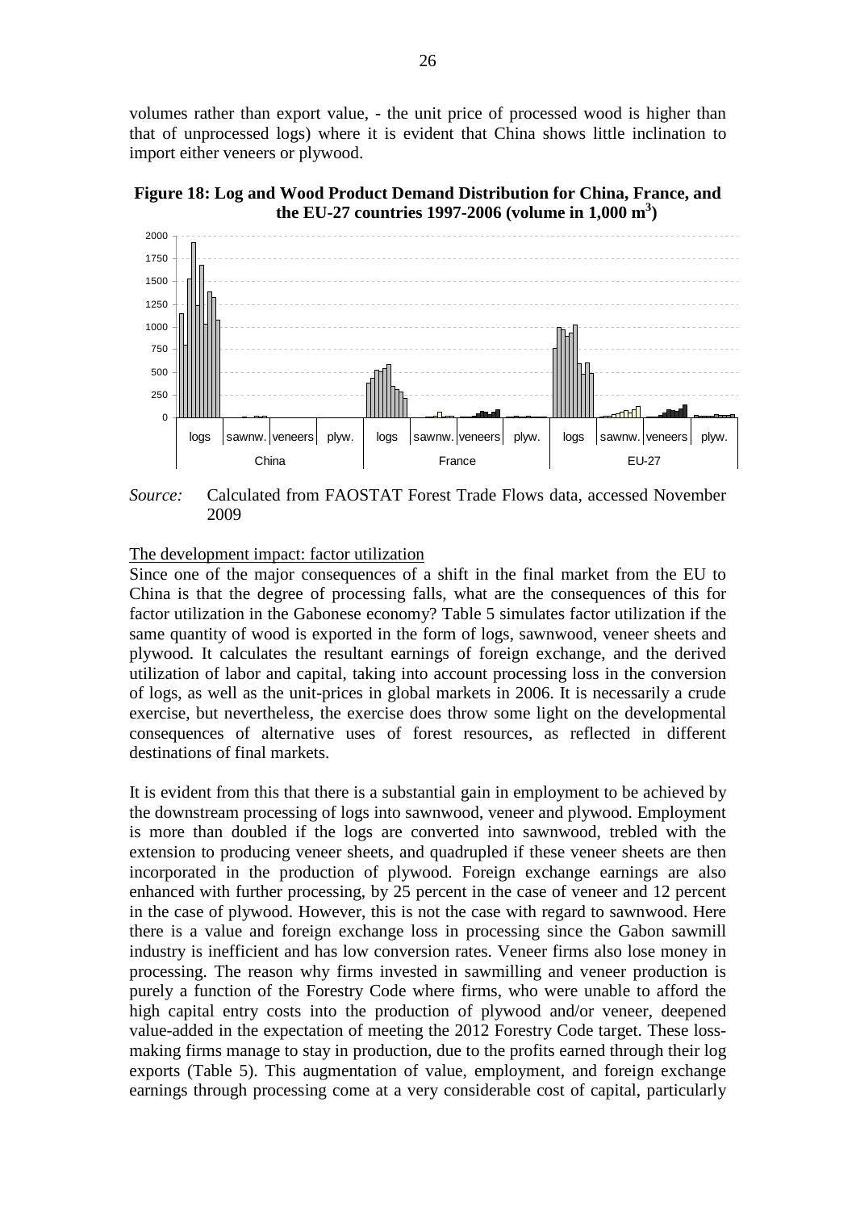volumes rather than export value, - the unit price of processed wood is higher than that of unprocessed logs) where it is evident that China shows little inclination to import either veneers or plywood.

**Figure 18: Log and Wood Product Demand Distribution for China, France, and the EU-27 countries 1997-2006 (volume in 1,000 m$^3$)**

*Source:* Calculated from FAOSTAT Forest Trade Flows data, accessed November 2009

The development impact: factor utilization

Since one of the major consequences of a shift in the final market from the EU to China is that the degree of processing falls, what are the consequences of this for factor utilization in the Gabonese economy? Table 5 simulates factor utilization if the same quantity of wood is exported in the form of logs, sawnwood, veneer sheets and plywood. It calculates the resultant earnings of foreign exchange, and the derived utilization of labor and capital, taking into account processing loss in the conversion of logs, as well as the unit-prices in global markets in 2006. It is necessarily a crude exercise, but nevertheless, the exercise does throw some light on the developmental consequences of alternative uses of forest resources, as reflected in different destinations of final markets.

It is evident from this that there is a substantial gain in employment to be achieved by the downstream processing of logs into sawnwood, veneer and plywood. Employment is more than doubled if the logs are converted into sawnwood, trebled with the extension to producing veneer sheets, and quadrupled if these veneer sheets are then incorporated in the production of plywood. Foreign exchange earnings are also enhanced with further processing, by 25 percent in the case of veneer and 12 percent in the case of plywood. However, this is not the case with regard to sawnwood. Here there is a value and foreign exchange loss in processing since the Gabon sawmill industry is inefficient and has low conversion rates. Veneer firms also lose money in processing. The reason why firms invested in sawmilling and veneer production is purely a function of the Forestry Code where firms, who were unable to afford the high capital entry costs into the production of plywood and/or veneer, deepened value-added in the expectation of meeting the 2012 Forestry Code target. These loss-making firms manage to stay in production, due to the profits earned through their log exports (Table 5). This augmentation of value, employment, and foreign exchange earnings through processing come at a very considerable cost of capital, particularly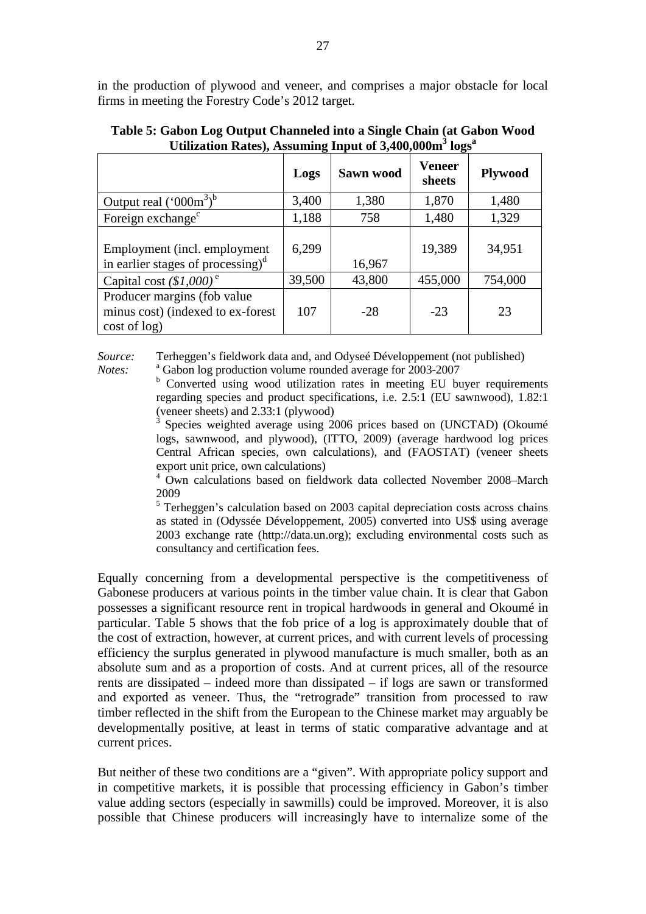in the production of plywood and veneer, and comprises a major obstacle for local firms in meeting the Forestry Code's 2012 target.

**Table 5: Gabon Log Output Channeled into a Single Chain (at Gabon Wood Utilization Rates), Assuming Input of 3,400,000m$^3$ logs[a]**

| | Logs | Sawn wood | Veneer sheets | Plywood |
|---|---|---|---|---|
| Output real ('000m$^3$)[b] | 3,400 | 1,380 | 1,870 | 1,480 |
| Foreign exchange[c] | 1,188 | 758 | 1,480 | 1,329 |
| Employment (incl. employment in earlier stages of processing)[d] | 6,299 | 16,967 | 19,389 | 34,951 |
| Capital cost *($1,000)*[e] | 39,500 | 43,800 | 455,000 | 754,000 |
| Producer margins (fob value minus cost) (indexed to ex-forest cost of log) | 107 | -28 | -23 | 23 |

*Source:* Terheggen's fieldwork data and, and Odyseé Développement (not published)

*Notes:* [a] Gabon log production volume rounded average for 2003-2007

[b] Converted using wood utilization rates in meeting EU buyer requirements regarding species and product specifications, i.e. 2.5:1 (EU sawnwood), 1.82:1 (veneer sheets) and 2.33:1 (plywood)

[3] Species weighted average using 2006 prices based on (UNCTAD) (Okoumé logs, sawnwood, and plywood), (ITTO, 2009) (average hardwood log prices Central African species, own calculations), and (FAOSTAT) (veneer sheets export unit price, own calculations)

[4] Own calculations based on fieldwork data collected November 2008–March 2009

[5] Terheggen's calculation based on 2003 capital depreciation costs across chains as stated in (Odyssée Développement, 2005) converted into US$ using average 2003 exchange rate (http://data.un.org); excluding environmental costs such as consultancy and certification fees.

Equally concerning from a developmental perspective is the competitiveness of Gabonese producers at various points in the timber value chain. It is clear that Gabon possesses a significant resource rent in tropical hardwoods in general and Okoumé in particular. Table 5 shows that the fob price of a log is approximately double that of the cost of extraction, however, at current prices, and with current levels of processing efficiency the surplus generated in plywood manufacture is much smaller, both as an absolute sum and as a proportion of costs. And at current prices, all of the resource rents are dissipated – indeed more than dissipated – if logs are sawn or transformed and exported as veneer. Thus, the "retrograde" transition from processed to raw timber reflected in the shift from the European to the Chinese market may arguably be developmentally positive, at least in terms of static comparative advantage and at current prices.

But neither of these two conditions are a "given". With appropriate policy support and in competitive markets, it is possible that processing efficiency in Gabon's timber value adding sectors (especially in sawmills) could be improved. Moreover, it is also possible that Chinese producers will increasingly have to internalize some of the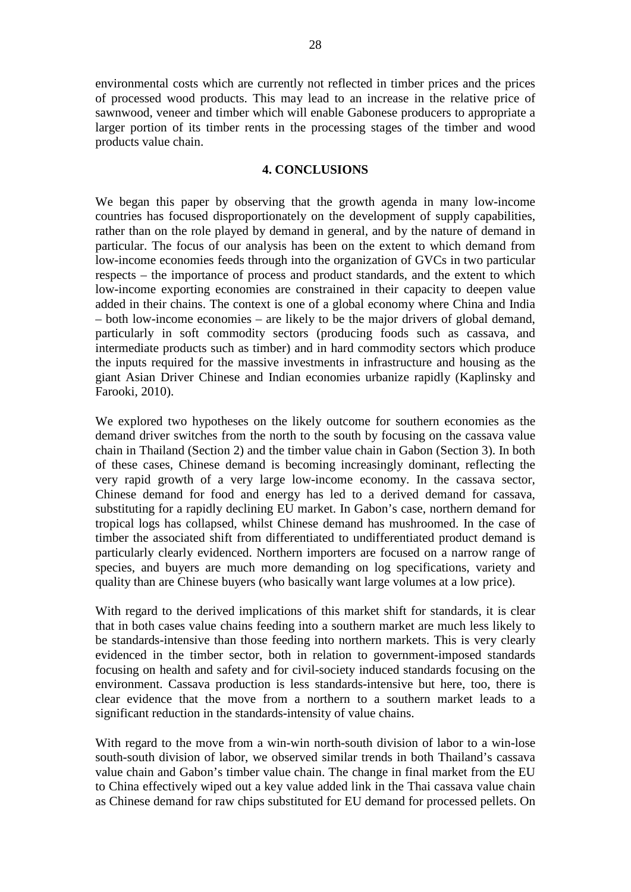environmental costs which are currently not reflected in timber prices and the prices of processed wood products. This may lead to an increase in the relative price of sawnwood, veneer and timber which will enable Gabonese producers to appropriate a larger portion of its timber rents in the processing stages of the timber and wood products value chain.

## 4. CONCLUSIONS

We began this paper by observing that the growth agenda in many low-income countries has focused disproportionately on the development of supply capabilities, rather than on the role played by demand in general, and by the nature of demand in particular. The focus of our analysis has been on the extent to which demand from low-income economies feeds through into the organization of GVCs in two particular respects – the importance of process and product standards, and the extent to which low-income exporting economies are constrained in their capacity to deepen value added in their chains. The context is one of a global economy where China and India – both low-income economies – are likely to be the major drivers of global demand, particularly in soft commodity sectors (producing foods such as cassava, and intermediate products such as timber) and in hard commodity sectors which produce the inputs required for the massive investments in infrastructure and housing as the giant Asian Driver Chinese and Indian economies urbanize rapidly (Kaplinsky and Farooki, 2010).

We explored two hypotheses on the likely outcome for southern economies as the demand driver switches from the north to the south by focusing on the cassava value chain in Thailand (Section 2) and the timber value chain in Gabon (Section 3). In both of these cases, Chinese demand is becoming increasingly dominant, reflecting the very rapid growth of a very large low-income economy. In the cassava sector, Chinese demand for food and energy has led to a derived demand for cassava, substituting for a rapidly declining EU market. In Gabon's case, northern demand for tropical logs has collapsed, whilst Chinese demand has mushroomed. In the case of timber the associated shift from differentiated to undifferentiated product demand is particularly clearly evidenced. Northern importers are focused on a narrow range of species, and buyers are much more demanding on log specifications, variety and quality than are Chinese buyers (who basically want large volumes at a low price).

With regard to the derived implications of this market shift for standards, it is clear that in both cases value chains feeding into a southern market are much less likely to be standards-intensive than those feeding into northern markets. This is very clearly evidenced in the timber sector, both in relation to government-imposed standards focusing on health and safety and for civil-society induced standards focusing on the environment. Cassava production is less standards-intensive but here, too, there is clear evidence that the move from a northern to a southern market leads to a significant reduction in the standards-intensity of value chains.

With regard to the move from a win-win north-south division of labor to a win-lose south-south division of labor, we observed similar trends in both Thailand's cassava value chain and Gabon's timber value chain. The change in final market from the EU to China effectively wiped out a key value added link in the Thai cassava value chain as Chinese demand for raw chips substituted for EU demand for processed pellets. On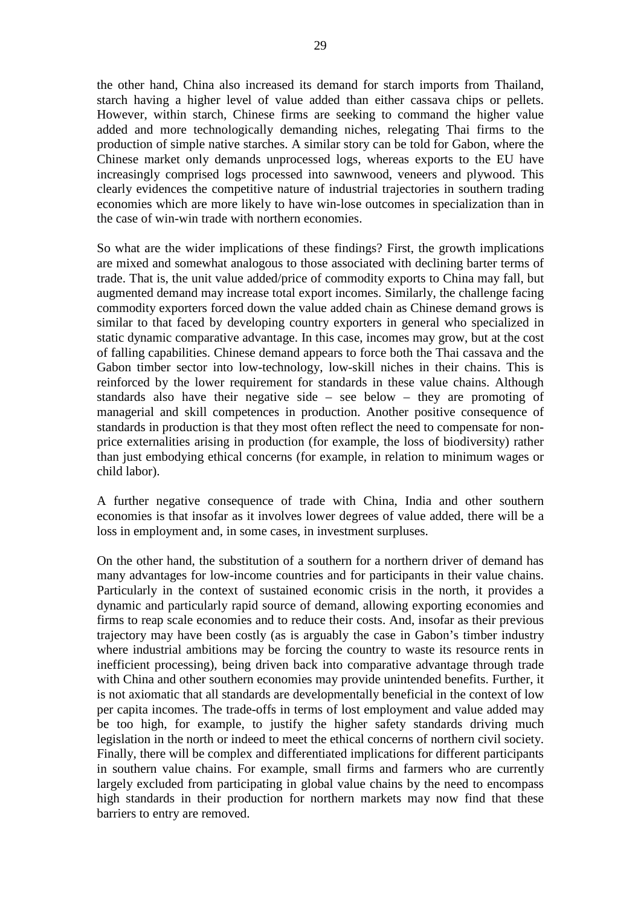the other hand, China also increased its demand for starch imports from Thailand, starch having a higher level of value added than either cassava chips or pellets. However, within starch, Chinese firms are seeking to command the higher value added and more technologically demanding niches, relegating Thai firms to the production of simple native starches. A similar story can be told for Gabon, where the Chinese market only demands unprocessed logs, whereas exports to the EU have increasingly comprised logs processed into sawnwood, veneers and plywood. This clearly evidences the competitive nature of industrial trajectories in southern trading economies which are more likely to have win-lose outcomes in specialization than in the case of win-win trade with northern economies.

So what are the wider implications of these findings? First, the growth implications are mixed and somewhat analogous to those associated with declining barter terms of trade. That is, the unit value added/price of commodity exports to China may fall, but augmented demand may increase total export incomes. Similarly, the challenge facing commodity exporters forced down the value added chain as Chinese demand grows is similar to that faced by developing country exporters in general who specialized in static dynamic comparative advantage. In this case, incomes may grow, but at the cost of falling capabilities. Chinese demand appears to force both the Thai cassava and the Gabon timber sector into low-technology, low-skill niches in their chains. This is reinforced by the lower requirement for standards in these value chains. Although standards also have their negative side – see below – they are promoting of managerial and skill competences in production. Another positive consequence of standards in production is that they most often reflect the need to compensate for non-price externalities arising in production (for example, the loss of biodiversity) rather than just embodying ethical concerns (for example, in relation to minimum wages or child labor).

A further negative consequence of trade with China, India and other southern economies is that insofar as it involves lower degrees of value added, there will be a loss in employment and, in some cases, in investment surpluses.

On the other hand, the substitution of a southern for a northern driver of demand has many advantages for low-income countries and for participants in their value chains. Particularly in the context of sustained economic crisis in the north, it provides a dynamic and particularly rapid source of demand, allowing exporting economies and firms to reap scale economies and to reduce their costs. And, insofar as their previous trajectory may have been costly (as is arguably the case in Gabon's timber industry where industrial ambitions may be forcing the country to waste its resource rents in inefficient processing), being driven back into comparative advantage through trade with China and other southern economies may provide unintended benefits. Further, it is not axiomatic that all standards are developmentally beneficial in the context of low per capita incomes. The trade-offs in terms of lost employment and value added may be too high, for example, to justify the higher safety standards driving much legislation in the north or indeed to meet the ethical concerns of northern civil society. Finally, there will be complex and differentiated implications for different participants in southern value chains. For example, small firms and farmers who are currently largely excluded from participating in global value chains by the need to encompass high standards in their production for northern markets may now find that these barriers to entry are removed.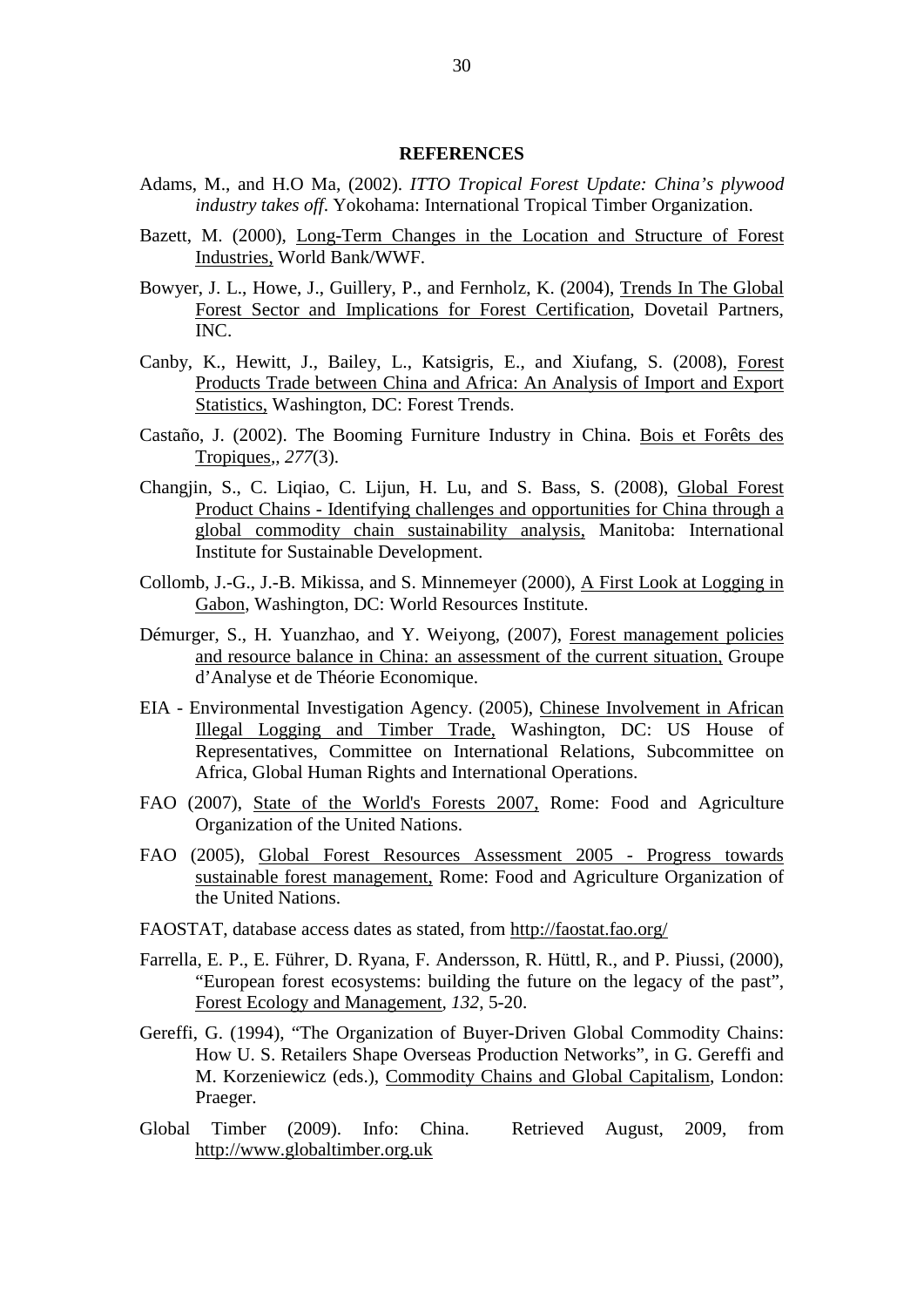**REFERENCES**

Adams, M., and H.O Ma, (2002). *ITTO Tropical Forest Update: China's plywood industry takes off*. Yokohama: International Tropical Timber Organization.

Bazett, M. (2000), Long-Term Changes in the Location and Structure of Forest Industries, World Bank/WWF.

Bowyer, J. L., Howe, J., Guillery, P., and Fernholz, K. (2004), Trends In The Global Forest Sector and Implications for Forest Certification, Dovetail Partners, INC.

Canby, K., Hewitt, J., Bailey, L., Katsigris, E., and Xiufang, S. (2008), Forest Products Trade between China and Africa: An Analysis of Import and Export Statistics, Washington, DC: Forest Trends.

Castaño, J. (2002). The Booming Furniture Industry in China. Bois et Forêts des Tropiques,*, 277*(3).

Changjin, S., C. Liqiao, C. Lijun, H. Lu, and S. Bass, S. (2008), Global Forest Product Chains - Identifying challenges and opportunities for China through a global commodity chain sustainability analysis, Manitoba: International Institute for Sustainable Development.

Collomb, J.-G., J.-B. Mikissa, and S. Minnemeyer (2000), A First Look at Logging in Gabon, Washington, DC: World Resources Institute.

Démurger, S., H. Yuanzhao, and Y. Weiyong, (2007), Forest management policies and resource balance in China: an assessment of the current situation, Groupe d'Analyse et de Théorie Economique.

EIA - Environmental Investigation Agency. (2005), Chinese Involvement in African Illegal Logging and Timber Trade, Washington, DC: US House of Representatives, Committee on International Relations, Subcommittee on Africa, Global Human Rights and International Operations.

FAO (2007), State of the World's Forests 2007, Rome: Food and Agriculture Organization of the United Nations.

FAO (2005), Global Forest Resources Assessment 2005 - Progress towards sustainable forest management, Rome: Food and Agriculture Organization of the United Nations.

FAOSTAT, database access dates as stated, from http://faostat.fao.org/

Farrella, E. P., E. Führer, D. Ryana, F. Andersson, R. Hüttl, R., and P. Piussi, (2000), "European forest ecosystems: building the future on the legacy of the past", Forest Ecology and Management, *132*, 5-20.

Gereffi, G. (1994), "The Organization of Buyer-Driven Global Commodity Chains: How U. S. Retailers Shape Overseas Production Networks", in G. Gereffi and M. Korzeniewicz (eds.), Commodity Chains and Global Capitalism, London: Praeger.

Global Timber (2009). Info: China. Retrieved August, 2009, from http://www.globaltimber.org.uk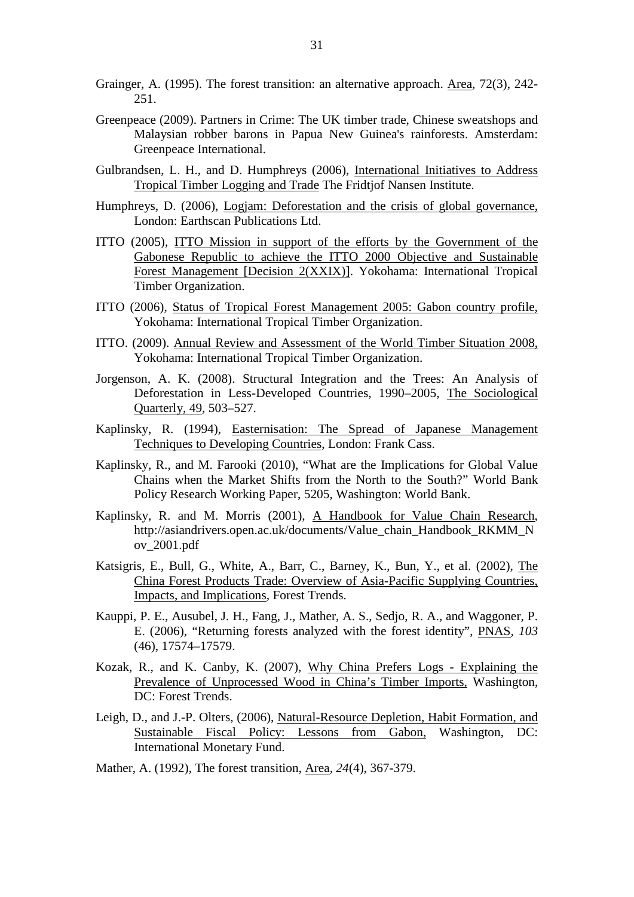Grainger, A. (1995). The forest transition: an alternative approach. Area, 72(3), 242-251.

Greenpeace (2009). Partners in Crime: The UK timber trade, Chinese sweatshops and Malaysian robber barons in Papua New Guinea's rainforests. Amsterdam: Greenpeace International.

Gulbrandsen, L. H., and D. Humphreys (2006), International Initiatives to Address Tropical Timber Logging and Trade The Fridtjof Nansen Institute.

Humphreys, D. (2006), Logjam: Deforestation and the crisis of global governance, London: Earthscan Publications Ltd.

ITTO (2005), ITTO Mission in support of the efforts by the Government of the Gabonese Republic to achieve the ITTO 2000 Objective and Sustainable Forest Management [Decision 2(XXIX)]. Yokohama: International Tropical Timber Organization.

ITTO (2006), Status of Tropical Forest Management 2005: Gabon country profile, Yokohama: International Tropical Timber Organization.

ITTO. (2009). Annual Review and Assessment of the World Timber Situation 2008, Yokohama: International Tropical Timber Organization.

Jorgenson, A. K. (2008). Structural Integration and the Trees: An Analysis of Deforestation in Less-Developed Countries, 1990–2005, The Sociological Quarterly, 49, 503–527.

Kaplinsky, R. (1994), Easternisation: The Spread of Japanese Management Techniques to Developing Countries, London: Frank Cass.

Kaplinsky, R., and M. Farooki (2010), "What are the Implications for Global Value Chains when the Market Shifts from the North to the South?" World Bank Policy Research Working Paper, 5205, Washington: World Bank.

Kaplinsky, R. and M. Morris (2001), A Handbook for Value Chain Research, http://asiandrivers.open.ac.uk/documents/Value_chain_Handbook_RKMM_Nov_2001.pdf

Katsigris, E., Bull, G., White, A., Barr, C., Barney, K., Bun, Y., et al. (2002), The China Forest Products Trade: Overview of Asia-Pacific Supplying Countries, Impacts, and Implications, Forest Trends.

Kauppi, P. E., Ausubel, J. H., Fang, J., Mather, A. S., Sedjo, R. A., and Waggoner, P. E. (2006), "Returning forests analyzed with the forest identity", PNAS, *103* (46), 17574–17579.

Kozak, R., and K. Canby, K. (2007), Why China Prefers Logs - Explaining the Prevalence of Unprocessed Wood in China's Timber Imports, Washington, DC: Forest Trends.

Leigh, D., and J.-P. Olters, (2006), Natural-Resource Depletion, Habit Formation, and Sustainable Fiscal Policy: Lessons from Gabon, Washington, DC: International Monetary Fund.

Mather, A. (1992), The forest transition, Area, *24*(4), 367-379.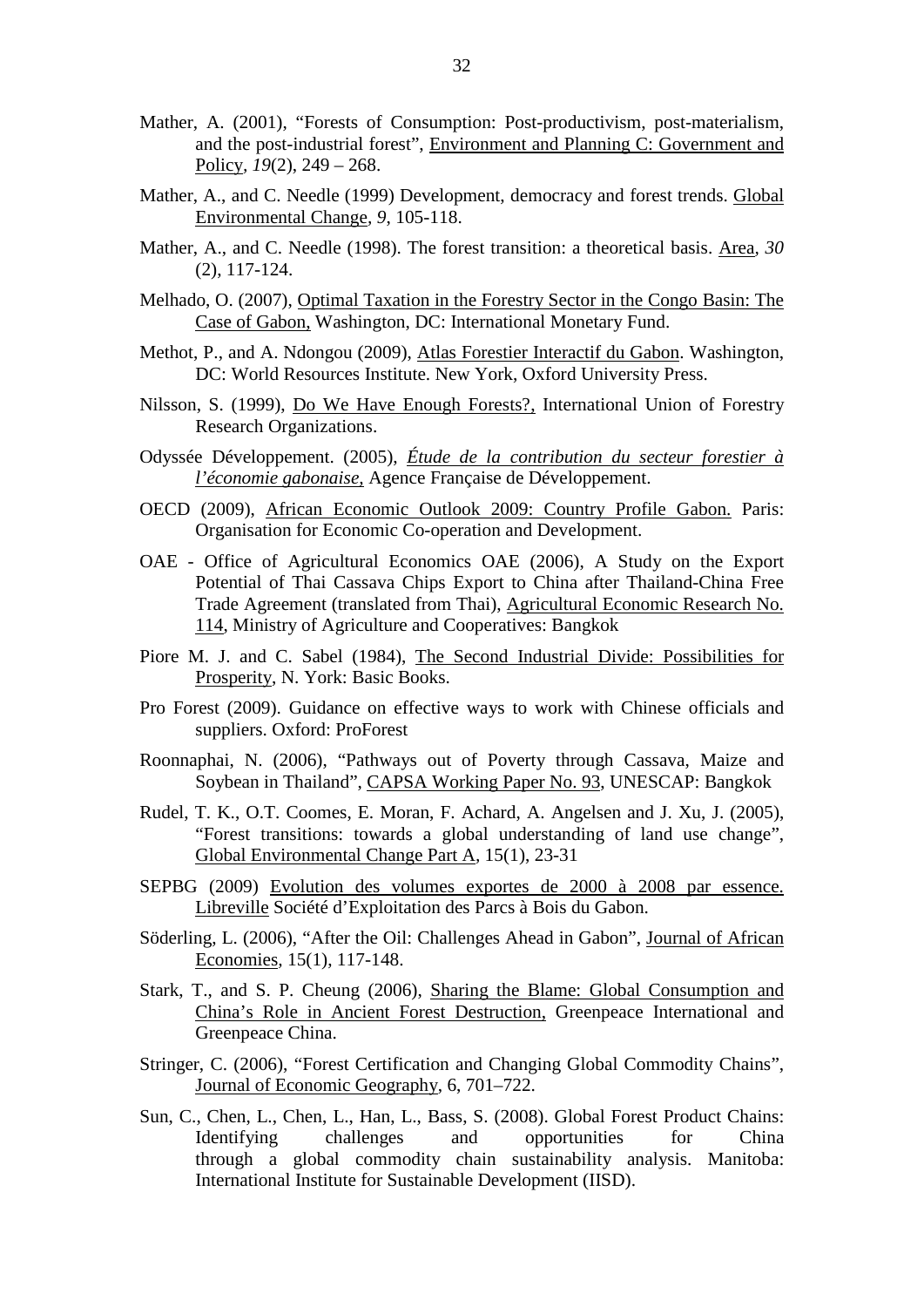Mather, A. (2001), “Forests of Consumption: Post-productivism, post-materialism, and the post-industrial forest”, Environment and Planning C: Government and Policy, *19*(2), 249 – 268.

Mather, A., and C. Needle (1999) Development, democracy and forest trends. Global Environmental Change, *9*, 105-118.

Mather, A., and C. Needle (1998). The forest transition: a theoretical basis. Area, *30* (2), 117-124.

Melhado, O. (2007), Optimal Taxation in the Forestry Sector in the Congo Basin: The Case of Gabon, Washington, DC: International Monetary Fund.

Methot, P., and A. Ndongou (2009), Atlas Forestier Interactif du Gabon. Washington, DC: World Resources Institute. New York, Oxford University Press.

Nilsson, S. (1999), Do We Have Enough Forests?, International Union of Forestry Research Organizations.

Odyssée Développement. (2005), *Étude de la contribution du secteur forestier à l'économie gabonaise,* Agence Française de Développement.

OECD (2009), African Economic Outlook 2009: Country Profile Gabon. Paris: Organisation for Economic Co-operation and Development.

OAE - Office of Agricultural Economics OAE (2006), A Study on the Export Potential of Thai Cassava Chips Export to China after Thailand-China Free Trade Agreement (translated from Thai), Agricultural Economic Research No. 114, Ministry of Agriculture and Cooperatives: Bangkok

Piore M. J. and C. Sabel (1984), The Second Industrial Divide: Possibilities for Prosperity, N. York: Basic Books.

Pro Forest (2009). Guidance on effective ways to work with Chinese officials and suppliers. Oxford: ProForest

Roonnaphai, N. (2006), “Pathways out of Poverty through Cassava, Maize and Soybean in Thailand”, CAPSA Working Paper No. 93, UNESCAP: Bangkok

Rudel, T. K., O.T. Coomes, E. Moran, F. Achard, A. Angelsen and J. Xu, J. (2005), “Forest transitions: towards a global understanding of land use change”, Global Environmental Change Part A, 15(1), 23-31

SEPBG (2009) Evolution des volumes exportes de 2000 à 2008 par essence. Libreville Société d'Exploitation des Parcs à Bois du Gabon.

Söderling, L. (2006), “After the Oil: Challenges Ahead in Gabon”, Journal of African Economies, 15(1), 117-148.

Stark, T., and S. P. Cheung (2006), Sharing the Blame: Global Consumption and China's Role in Ancient Forest Destruction, Greenpeace International and Greenpeace China.

Stringer, C. (2006), “Forest Certification and Changing Global Commodity Chains”, Journal of Economic Geography, 6, 701–722.

Sun, C., Chen, L., Chen, L., Han, L., Bass, S. (2008). Global Forest Product Chains: Identifying challenges and opportunities for China through a global commodity chain sustainability analysis. Manitoba: International Institute for Sustainable Development (IISD).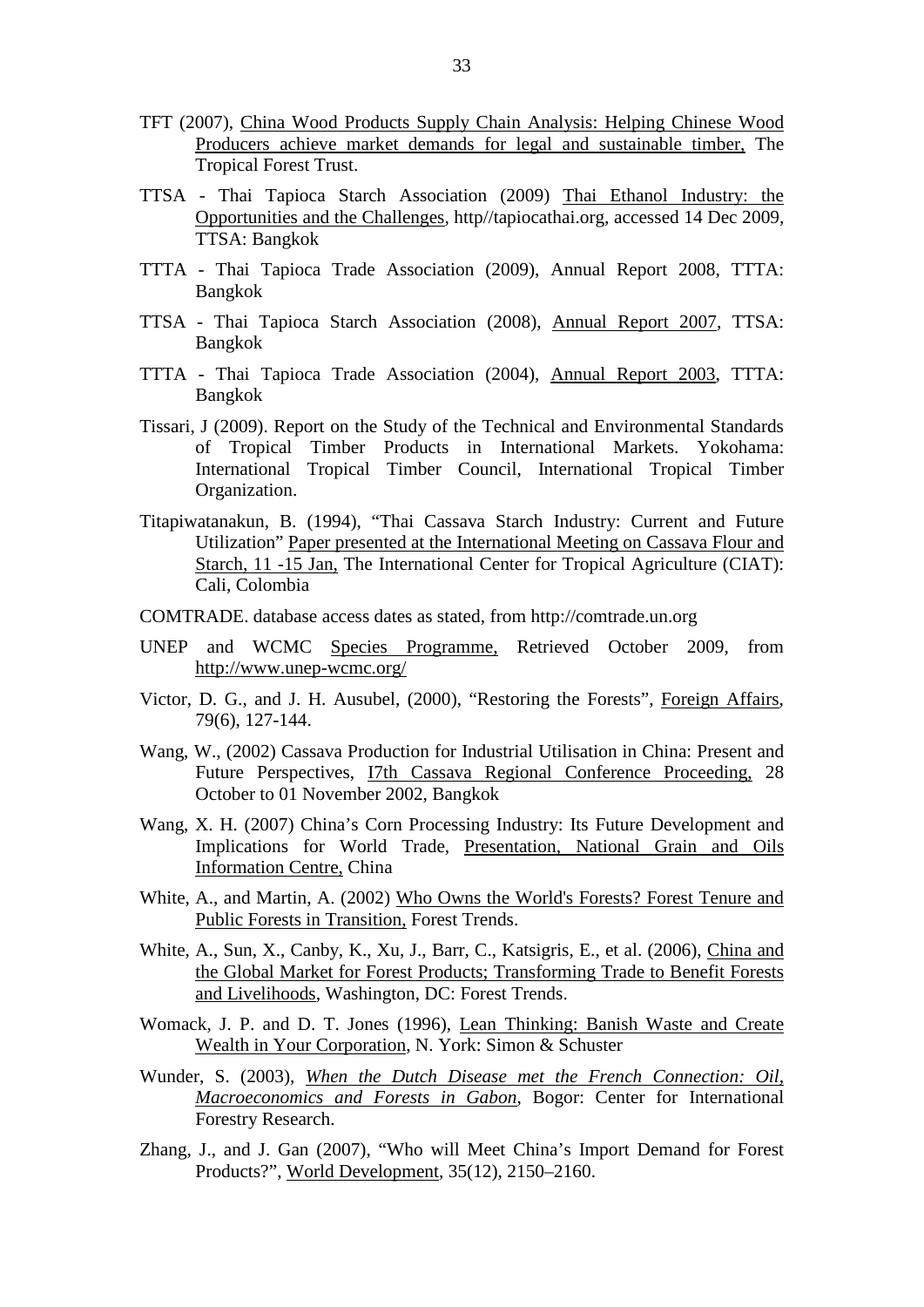TFT (2007), China Wood Products Supply Chain Analysis: Helping Chinese Wood Producers achieve market demands for legal and sustainable timber, The Tropical Forest Trust.

TTSA - Thai Tapioca Starch Association (2009) Thai Ethanol Industry: the Opportunities and the Challenges, http//tapiocathai.org, accessed 14 Dec 2009, TTSA: Bangkok

TTTA - Thai Tapioca Trade Association (2009), Annual Report 2008, TTTA: Bangkok

TTSA - Thai Tapioca Starch Association (2008), Annual Report 2007, TTSA: Bangkok

TTTA - Thai Tapioca Trade Association (2004), Annual Report 2003, TTTA: Bangkok

Tissari, J (2009). Report on the Study of the Technical and Environmental Standards of Tropical Timber Products in International Markets. Yokohama: International Tropical Timber Council, International Tropical Timber Organization.

Titapiwatanakun, B. (1994), "Thai Cassava Starch Industry: Current and Future Utilization" Paper presented at the International Meeting on Cassava Flour and Starch, 11 -15 Jan, The International Center for Tropical Agriculture (CIAT): Cali, Colombia

COMTRADE. database access dates as stated, from http://comtrade.un.org

UNEP and WCMC Species Programme, Retrieved October 2009, from http://www.unep-wcmc.org/

Victor, D. G., and J. H. Ausubel, (2000), "Restoring the Forests", Foreign Affairs, 79(6), 127-144.

Wang, W., (2002) Cassava Production for Industrial Utilisation in China: Present and Future Perspectives, I7th Cassava Regional Conference Proceeding, 28 October to 01 November 2002, Bangkok

Wang, X. H. (2007) China's Corn Processing Industry: Its Future Development and Implications for World Trade, Presentation, National Grain and Oils Information Centre, China

White, A., and Martin, A. (2002) Who Owns the World's Forests? Forest Tenure and Public Forests in Transition, Forest Trends.

White, A., Sun, X., Canby, K., Xu, J., Barr, C., Katsigris, E., et al. (2006), China and the Global Market for Forest Products; Transforming Trade to Benefit Forests and Livelihoods, Washington, DC: Forest Trends.

Womack, J. P. and D. T. Jones (1996), Lean Thinking: Banish Waste and Create Wealth in Your Corporation, N. York: Simon & Schuster

Wunder, S. (2003), *When the Dutch Disease met the French Connection: Oil, Macroeconomics and Forests in Gabon*, Bogor: Center for International Forestry Research.

Zhang, J., and J. Gan (2007), "Who will Meet China's Import Demand for Forest Products?", World Development, 35(12), 2150–2160.